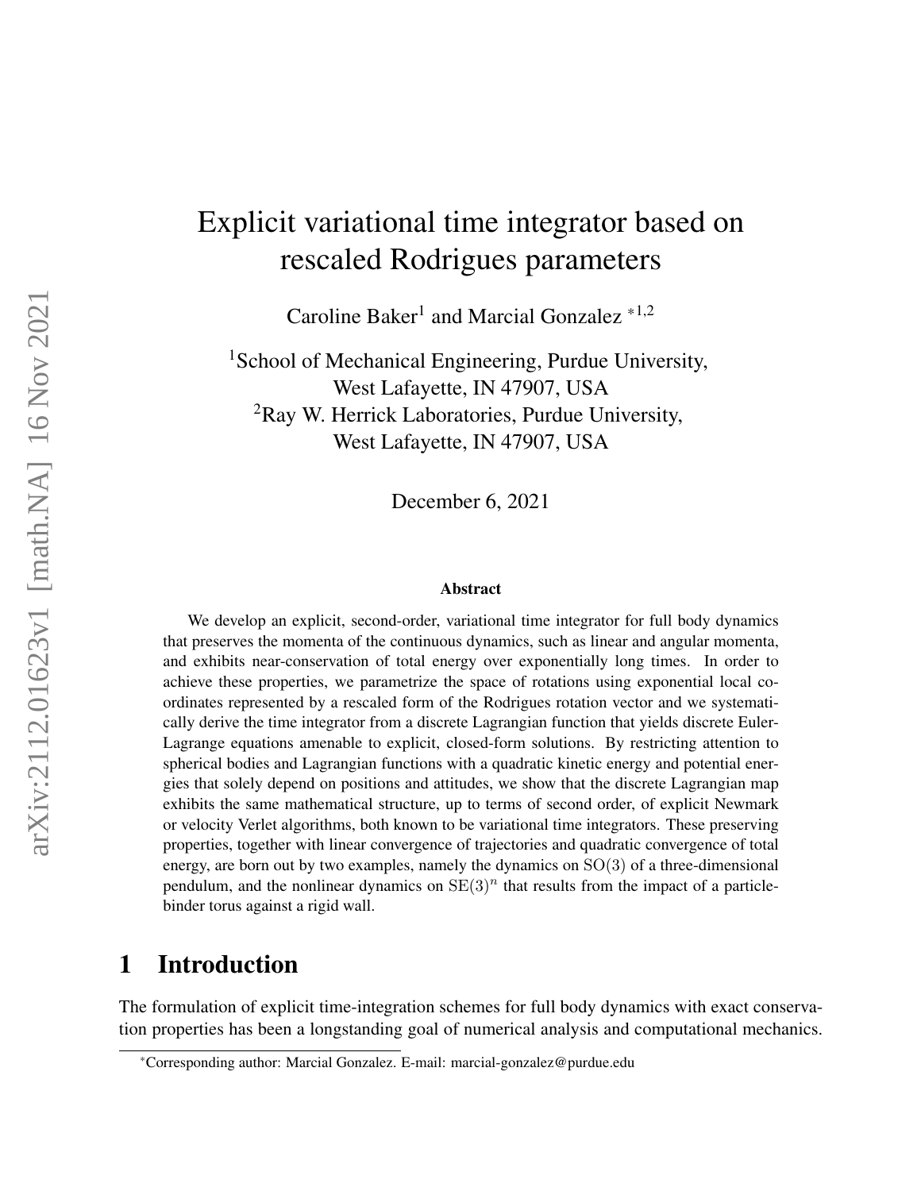# Explicit variational time integrator based on rescaled Rodrigues parameters

Caroline Baker[1] and Marcial Gonzalez [*1,2]

[1]School of Mechanical Engineering, Purdue University, West Lafayette, IN 47907, USA

[2]Ray W. Herrick Laboratories, Purdue University, West Lafayette, IN 47907, USA

December 6, 2021

### Abstract

We develop an explicit, second-order, variational time integrator for full body dynamics that preserves the momenta of the continuous dynamics, such as linear and angular momenta, and exhibits near-conservation of total energy over exponentially long times. In order to achieve these properties, we parametrize the space of rotations using exponential local coordinates represented by a rescaled form of the Rodrigues rotation vector and we systematically derive the time integrator from a discrete Lagrangian function that yields discrete Euler-Lagrange equations amenable to explicit, closed-form solutions. By restricting attention to spherical bodies and Lagrangian functions with a quadratic kinetic energy and potential energies that solely depend on positions and attitudes, we show that the discrete Lagrangian map exhibits the same mathematical structure, up to terms of second order, of explicit Newmark or velocity Verlet algorithms, both known to be variational time integrators. These preserving properties, together with linear convergence of trajectories and quadratic convergence of total energy, are born out by two examples, namely the dynamics on $\mathrm{SO}(3)$ of a three-dimensional pendulum, and the nonlinear dynamics on $\mathrm{SE}(3)^n$ that results from the impact of a particle-binder torus against a rigid wall.

## 1 Introduction

The formulation of explicit time-integration schemes for full body dynamics with exact conservation properties has been a longstanding goal of numerical analysis and computational mechanics.

[*]Corresponding author: Marcial Gonzalez. E-mail: marcial-gonzalez@purdue.edu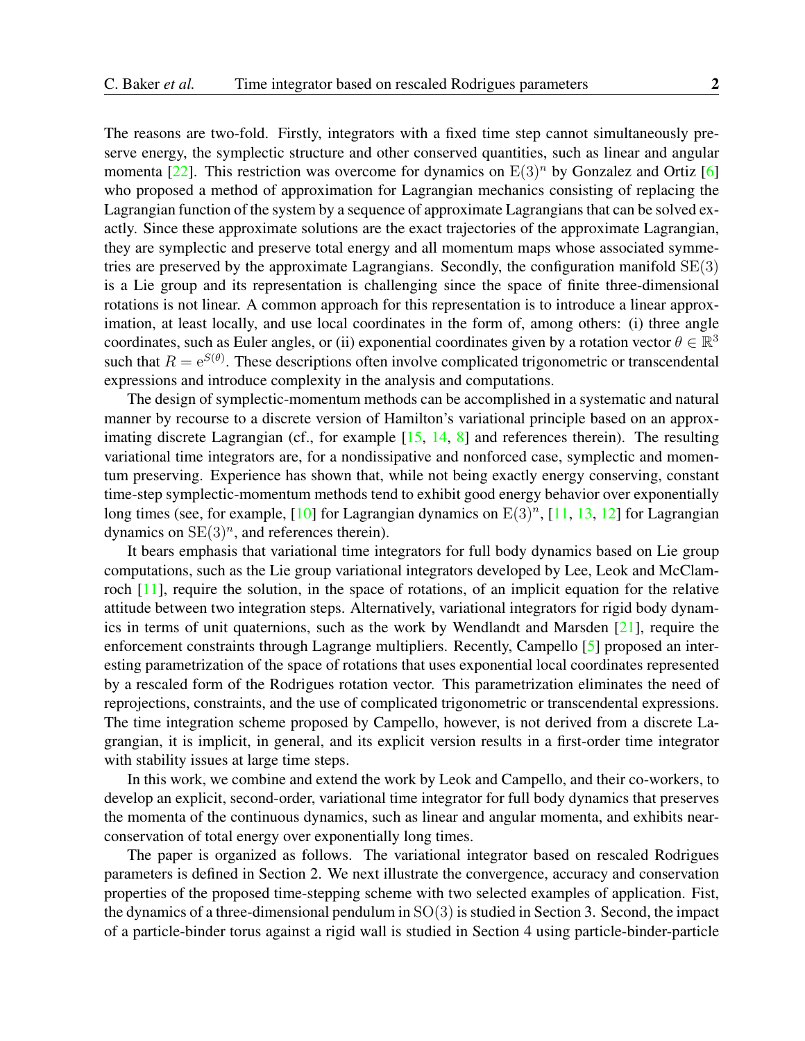The reasons are two-fold. Firstly, integrators with a fixed time step cannot simultaneously preserve energy, the symplectic structure and other conserved quantities, such as linear and angular momenta [22]. This restriction was overcome for dynamics on $\mathrm{E}(3)^n$ by Gonzalez and Ortiz [6] who proposed a method of approximation for Lagrangian mechanics consisting of replacing the Lagrangian function of the system by a sequence of approximate Lagrangians that can be solved exactly. Since these approximate solutions are the exact trajectories of the approximate Lagrangian, they are symplectic and preserve total energy and all momentum maps whose associated symmetries are preserved by the approximate Lagrangians. Secondly, the configuration manifold $\mathrm{SE}(3)$ is a Lie group and its representation is challenging since the space of finite three-dimensional rotations is not linear. A common approach for this representation is to introduce a linear approximation, at least locally, and use local coordinates in the form of, among others: (i) three angle coordinates, such as Euler angles, or (ii) exponential coordinates given by a rotation vector $\theta \in \mathbb{R}^3$ such that $R = \mathrm{e}^{S(\theta)}$. These descriptions often involve complicated trigonometric or transcendental expressions and introduce complexity in the analysis and computations.

The design of symplectic-momentum methods can be accomplished in a systematic and natural manner by recourse to a discrete version of Hamilton's variational principle based on an approximating discrete Lagrangian (cf., for example [15, 14, 8] and references therein). The resulting variational time integrators are, for a nondissipative and nonforced case, symplectic and momentum preserving. Experience has shown that, while not being exactly energy conserving, constant time-step symplectic-momentum methods tend to exhibit good energy behavior over exponentially long times (see, for example, [10] for Lagrangian dynamics on $\mathrm{E}(3)^n$, [11, 13, 12] for Lagrangian dynamics on $\mathrm{SE}(3)^n$, and references therein).

It bears emphasis that variational time integrators for full body dynamics based on Lie group computations, such as the Lie group variational integrators developed by Lee, Leok and McClamroch [11], require the solution, in the space of rotations, of an implicit equation for the relative attitude between two integration steps. Alternatively, variational integrators for rigid body dynamics in terms of unit quaternions, such as the work by Wendlandt and Marsden [21], require the enforcement constraints through Lagrange multipliers. Recently, Campello [5] proposed an interesting parametrization of the space of rotations that uses exponential local coordinates represented by a rescaled form of the Rodrigues rotation vector. This parametrization eliminates the need of reprojections, constraints, and the use of complicated trigonometric or transcendental expressions. The time integration scheme proposed by Campello, however, is not derived from a discrete Lagrangian, it is implicit, in general, and its explicit version results in a first-order time integrator with stability issues at large time steps.

In this work, we combine and extend the work by Leok and Campello, and their co-workers, to develop an explicit, second-order, variational time integrator for full body dynamics that preserves the momenta of the continuous dynamics, such as linear and angular momenta, and exhibits near-conservation of total energy over exponentially long times.

The paper is organized as follows. The variational integrator based on rescaled Rodrigues parameters is defined in Section 2. We next illustrate the convergence, accuracy and conservation properties of the proposed time-stepping scheme with two selected examples of application. Fist, the dynamics of a three-dimensional pendulum in $\mathrm{SO}(3)$ is studied in Section 3. Second, the impact of a particle-binder torus against a rigid wall is studied in Section 4 using particle-binder-particle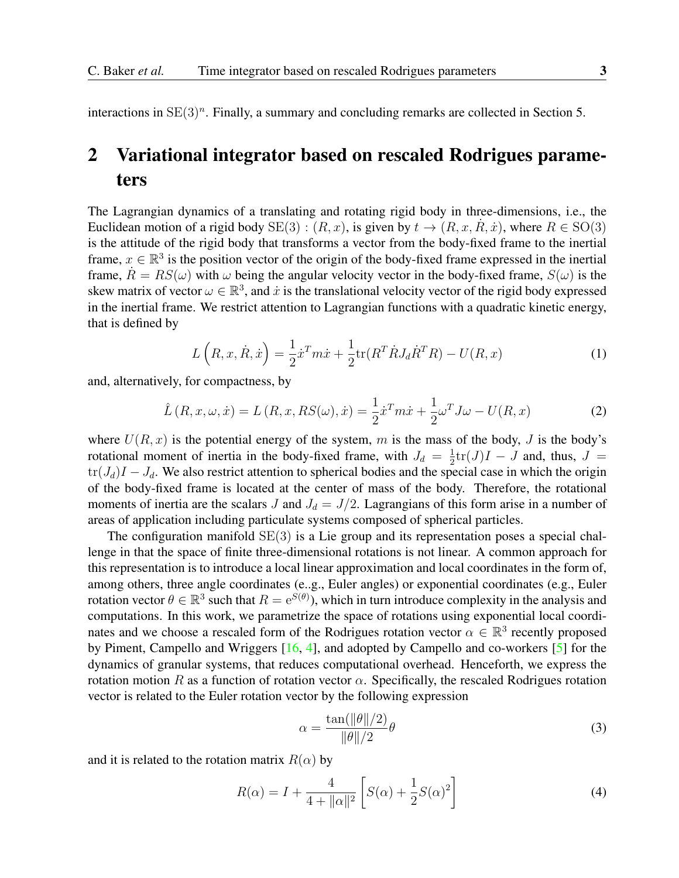interactions in $\mathrm{SE}(3)^n$. Finally, a summary and concluding remarks are collected in Section 5.

## 2 Variational integrator based on rescaled Rodrigues parameters

The Lagrangian dynamics of a translating and rotating rigid body in three-dimensions, i.e., the Euclidean motion of a rigid body $\mathrm{SE}(3) : (R, x)$, is given by $t \to (R, x, \dot{R}, \dot{x})$, where $R \in \mathrm{SO}(3)$ is the attitude of the rigid body that transforms a vector from the body-fixed frame to the inertial frame, $x \in \mathbb{R}^3$ is the position vector of the origin of the body-fixed frame expressed in the inertial frame, $\dot{R} = RS(\omega)$ with $\omega$ being the angular velocity vector in the body-fixed frame, $S(\omega)$ is the skew matrix of vector $\omega \in \mathbb{R}^3$, and $\dot{x}$ is the translational velocity vector of the rigid body expressed in the inertial frame. We restrict attention to Lagrangian functions with a quadratic kinetic energy, that is defined by

$$L\left(R, x, \dot{R}, \dot{x}\right) = \frac{1}{2}\dot{x}^T m \dot{x} + \frac{1}{2}\mathrm{tr}(R^T \dot{R} J_d \dot{R}^T R) - U(R, x) \tag{1}$$

and, alternatively, for compactness, by

$$\hat{L}\left(R, x, \omega, \dot{x}\right) = L\left(R, x, RS(\omega), \dot{x}\right) = \frac{1}{2}\dot{x}^T m \dot{x} + \frac{1}{2}\omega^T J \omega - U(R, x) \tag{2}$$

where $U(R, x)$ is the potential energy of the system, $m$ is the mass of the body, $J$ is the body's rotational moment of inertia in the body-fixed frame, with $J_d = \frac{1}{2}\mathrm{tr}(J)I - J$ and, thus, $J = \mathrm{tr}(J_d)I - J_d$. We also restrict attention to spherical bodies and the special case in which the origin of the body-fixed frame is located at the center of mass of the body. Therefore, the rotational moments of inertia are the scalars $J$ and $J_d = J/2$. Lagrangians of this form arise in a number of areas of application including particulate systems composed of spherical particles.

The configuration manifold $\mathrm{SE}(3)$ is a Lie group and its representation poses a special challenge in that the space of finite three-dimensional rotations is not linear. A common approach for this representation is to introduce a local linear approximation and local coordinates in the form of, among others, three angle coordinates (e.g., Euler angles) or exponential coordinates (e.g., Euler rotation vector $\theta \in \mathbb{R}^3$ such that $R = \mathrm{e}^{S(\theta)}$), which in turn introduce complexity in the analysis and computations. In this work, we parametrize the space of rotations using exponential local coordinates and we choose a rescaled form of the Rodrigues rotation vector $\alpha \in \mathbb{R}^3$ recently proposed by Piment, Campello and Wriggers [16, 4], and adopted by Campello and co-workers [5] for the dynamics of granular systems, that reduces computational overhead. Henceforth, we express the rotation motion $R$ as a function of rotation vector $\alpha$. Specifically, the rescaled Rodrigues rotation vector is related to the Euler rotation vector by the following expression

$$\alpha = \frac{\tan(\|\theta\|/2)}{\|\theta\|/2}\theta \tag{3}$$

and it is related to the rotation matrix $R(\alpha)$ by

$$R(\alpha) = I + \frac{4}{4 + \|\alpha\|^2}\left[S(\alpha) + \frac{1}{2}S(\alpha)^2\right] \tag{4}$$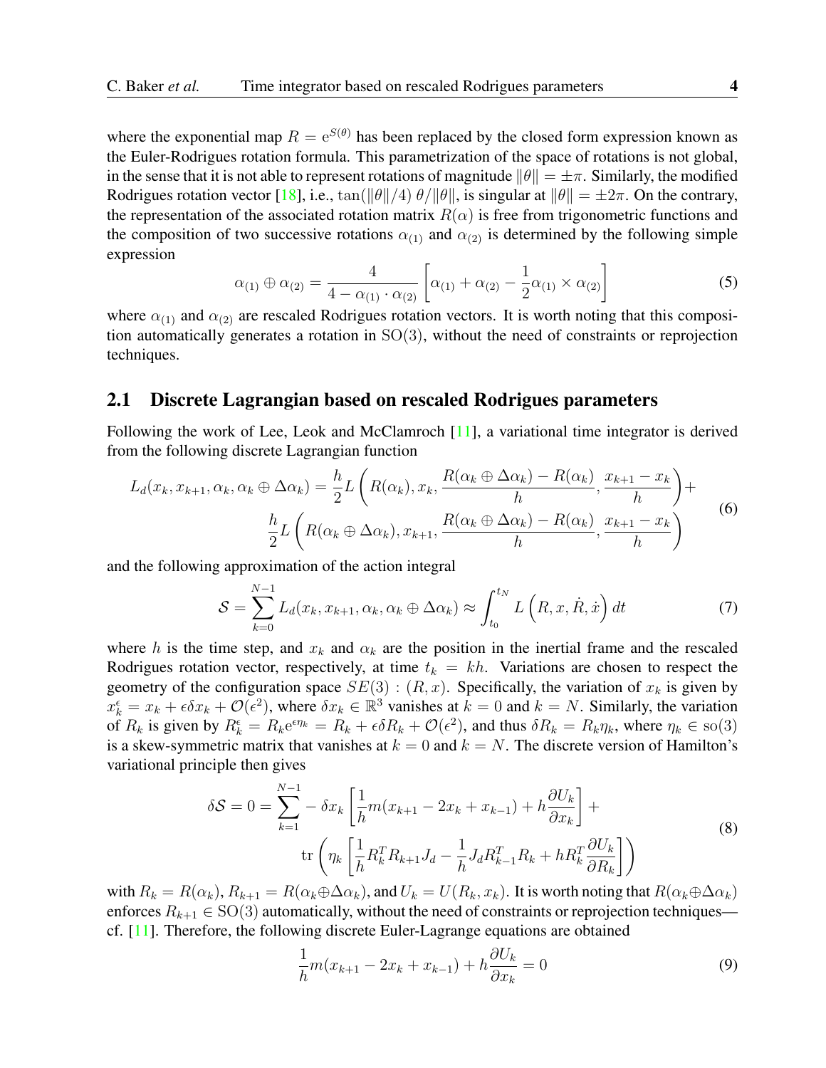where the exponential map $R = \mathrm{e}^{S(\theta)}$ has been replaced by the closed form expression known as the Euler-Rodrigues rotation formula. This parametrization of the space of rotations is not global, in the sense that it is not able to represent rotations of magnitude $\|\theta\| = \pm\pi$. Similarly, the modified Rodrigues rotation vector [18], i.e., $\tan(\|\theta\|/4)\, \theta/\|\theta\|$, is singular at $\|\theta\| = \pm 2\pi$. On the contrary, the representation of the associated rotation matrix $R(\alpha)$ is free from trigonometric functions and the composition of two successive rotations $\alpha_{(1)}$ and $\alpha_{(2)}$ is determined by the following simple expression

$$\alpha_{(1)} \oplus \alpha_{(2)} = \frac{4}{4 - \alpha_{(1)} \cdot \alpha_{(2)}} \left[ \alpha_{(1)} + \alpha_{(2)} - \frac{1}{2} \alpha_{(1)} \times \alpha_{(2)} \right] \tag{5}$$

where $\alpha_{(1)}$ and $\alpha_{(2)}$ are rescaled Rodrigues rotation vectors. It is worth noting that this composition automatically generates a rotation in $\mathrm{SO}(3)$, without the need of constraints or reprojection techniques.

## 2.1 Discrete Lagrangian based on rescaled Rodrigues parameters

Following the work of Lee, Leok and McClamroch [11], a variational time integrator is derived from the following discrete Lagrangian function

$$\begin{aligned} L_d(x_k, x_{k+1}, \alpha_k, \alpha_k \oplus \Delta\alpha_k) = \frac{h}{2} L\left( R(\alpha_k), x_k, \frac{R(\alpha_k \oplus \Delta\alpha_k) - R(\alpha_k)}{h}, \frac{x_{k+1} - x_k}{h} \right) + \\ \frac{h}{2} L\left( R(\alpha_k \oplus \Delta\alpha_k), x_{k+1}, \frac{R(\alpha_k \oplus \Delta\alpha_k) - R(\alpha_k)}{h}, \frac{x_{k+1} - x_k}{h} \right) \end{aligned} \tag{6}$$

and the following approximation of the action integral

$$\mathcal{S} = \sum_{k=0}^{N-1} L_d(x_k, x_{k+1}, \alpha_k, \alpha_k \oplus \Delta\alpha_k) \approx \int_{t_0}^{t_N} L\left( R, x, \dot{R}, \dot{x} \right) dt \tag{7}$$

where $h$ is the time step, and $x_k$ and $\alpha_k$ are the position in the inertial frame and the rescaled Rodrigues rotation vector, respectively, at time $t_k = kh$. Variations are chosen to respect the geometry of the configuration space $SE(3) : (R, x)$. Specifically, the variation of $x_k$ is given by $x_k^\epsilon = x_k + \epsilon \delta x_k + \mathcal{O}(\epsilon^2)$, where $\delta x_k \in \mathbb{R}^3$ vanishes at $k = 0$ and $k = N$. Similarly, the variation of $R_k$ is given by $R_k^\epsilon = R_k \mathrm{e}^{\epsilon \eta_k} = R_k + \epsilon \delta R_k + \mathcal{O}(\epsilon^2)$, and thus $\delta R_k = R_k \eta_k$, where $\eta_k \in \mathrm{so}(3)$ is a skew-symmetric matrix that vanishes at $k = 0$ and $k = N$. The discrete version of Hamilton's variational principle then gives

$$\begin{aligned} \delta\mathcal{S} = 0 = \sum_{k=1}^{N-1} - \delta x_k \left[ \frac{1}{h} m(x_{k+1} - 2x_k + x_{k-1}) + h \frac{\partial U_k}{\partial x_k} \right] + \\ \mathrm{tr}\left( \eta_k \left[ \frac{1}{h} R_k^T R_{k+1} J_d - \frac{1}{h} J_d R_{k-1}^T R_k + h R_k^T \frac{\partial U_k}{\partial R_k} \right] \right) \end{aligned} \tag{8}$$

with $R_k = R(\alpha_k)$, $R_{k+1} = R(\alpha_k \oplus \Delta\alpha_k)$, and $U_k = U(R_k, x_k)$. It is worth noting that $R(\alpha_k \oplus \Delta\alpha_k)$ enforces $R_{k+1} \in \mathrm{SO}(3)$ automatically, without the need of constraints or reprojection techniques—cf. [11]. Therefore, the following discrete Euler-Lagrange equations are obtained

$$\frac{1}{h} m(x_{k+1} - 2x_k + x_{k-1}) + h \frac{\partial U_k}{\partial x_k} = 0 \tag{9}$$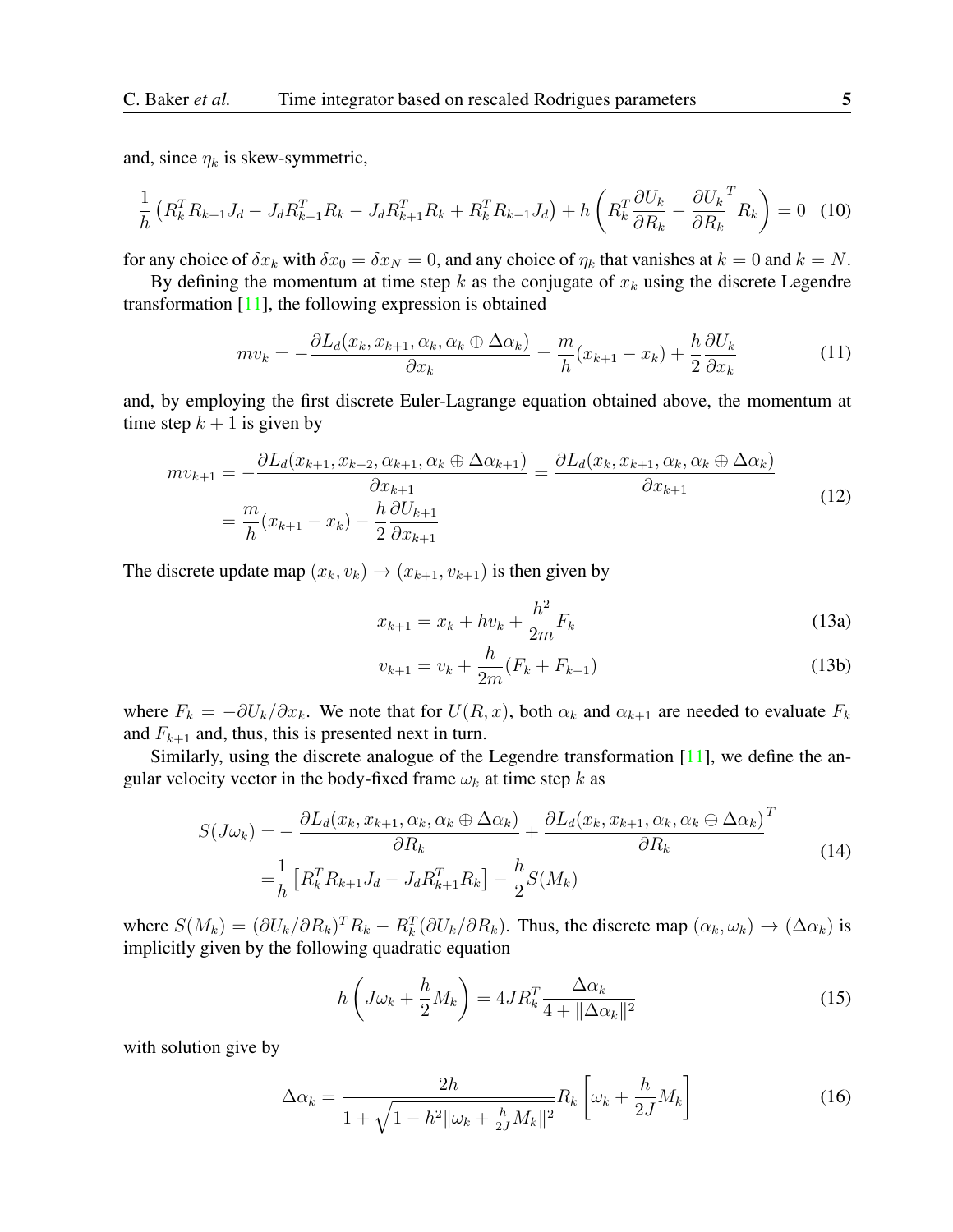and, since $\eta_k$ is skew-symmetric,

$$\frac{1}{h}\left(R_k^T R_{k+1} J_d - J_d R_{k-1}^T R_k - J_d R_{k+1}^T R_k + R_k^T R_{k-1} J_d\right) + h\left(R_k^T \frac{\partial U_k}{\partial R_k} - \frac{\partial U_k}{\partial R_k}^T R_k\right) = 0 \tag{10}$$

for any choice of $\delta x_k$ with $\delta x_0 = \delta x_N = 0$, and any choice of $\eta_k$ that vanishes at $k = 0$ and $k = N$.

By defining the momentum at time step $k$ as the conjugate of $x_k$ using the discrete Legendre transformation [11], the following expression is obtained

$$mv_k = -\frac{\partial L_d(x_k, x_{k+1}, \alpha_k, \alpha_k \oplus \Delta\alpha_k)}{\partial x_k} = \frac{m}{h}(x_{k+1} - x_k) + \frac{h}{2}\frac{\partial U_k}{\partial x_k} \tag{11}$$

and, by employing the first discrete Euler-Lagrange equation obtained above, the momentum at time step $k+1$ is given by

$$\begin{aligned} mv_{k+1} = &-\frac{\partial L_d(x_{k+1}, x_{k+2}, \alpha_{k+1}, \alpha_k \oplus \Delta\alpha_{k+1})}{\partial x_{k+1}} = \frac{\partial L_d(x_k, x_{k+1}, \alpha_k, \alpha_k \oplus \Delta\alpha_k)}{\partial x_{k+1}} \\ &= \frac{m}{h}(x_{k+1} - x_k) - \frac{h}{2}\frac{\partial U_{k+1}}{\partial x_{k+1}} \end{aligned} \tag{12}$$

The discrete update map $(x_k, v_k) \to (x_{k+1}, v_{k+1})$ is then given by

$$x_{k+1} = x_k + hv_k + \frac{h^2}{2m}F_k \tag{13a}$$

$$v_{k+1} = v_k + \frac{h}{2m}(F_k + F_{k+1}) \tag{13b}$$

where $F_k = -\partial U_k / \partial x_k$. We note that for $U(R, x)$, both $\alpha_k$ and $\alpha_{k+1}$ are needed to evaluate $F_k$ and $F_{k+1}$ and, thus, this is presented next in turn.

Similarly, using the discrete analogue of the Legendre transformation [11], we define the angular velocity vector in the body-fixed frame $\omega_k$ at time step $k$ as

$$\begin{aligned} S(J\omega_k) = &-\frac{\partial L_d(x_k, x_{k+1}, \alpha_k, \alpha_k \oplus \Delta\alpha_k)}{\partial R_k} + \frac{\partial L_d(x_k, x_{k+1}, \alpha_k, \alpha_k \oplus \Delta\alpha_k)}{\partial R_k}^T \\ = &\frac{1}{h}\left[R_k^T R_{k+1} J_d - J_d R_{k+1}^T R_k\right] - \frac{h}{2}S(M_k) \end{aligned} \tag{14}$$

where $S(M_k) = (\partial U_k / \partial R_k)^T R_k - R_k^T (\partial U_k / \partial R_k)$. Thus, the discrete map $(\alpha_k, \omega_k) \to (\Delta\alpha_k)$ is implicitly given by the following quadratic equation

$$h\left(J\omega_k + \frac{h}{2}M_k\right) = 4JR_k^T \frac{\Delta\alpha_k}{4 + \|\Delta\alpha_k\|^2} \tag{15}$$

with solution give by

$$\Delta\alpha_k = \frac{2h}{1 + \sqrt{1 - h^2\|\omega_k + \frac{h}{2J}M_k\|^2}} R_k \left[\omega_k + \frac{h}{2J}M_k\right] \tag{16}$$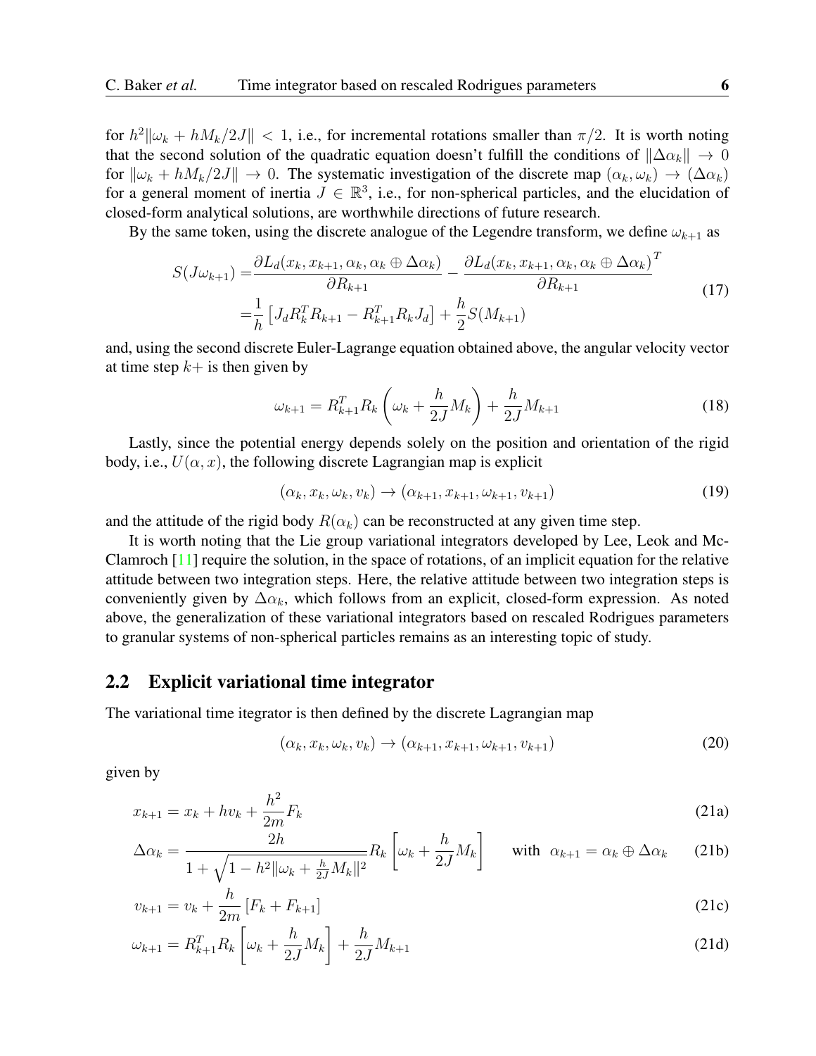for $h^2\|\omega_k + hM_k/2J\| < 1$, i.e., for incremental rotations smaller than $\pi/2$. It is worth noting that the second solution of the quadratic equation doesn't fulfill the conditions of $\|\Delta\alpha_k\| \to 0$ for $\|\omega_k + hM_k/2J\| \to 0$. The systematic investigation of the discrete map $(\alpha_k, \omega_k) \to (\Delta\alpha_k)$ for a general moment of inertia $J \in \mathbb{R}^3$, i.e., for non-spherical particles, and the elucidation of closed-form analytical solutions, are worthwhile directions of future research.

By the same token, using the discrete analogue of the Legendre transform, we define $\omega_{k+1}$ as

$$
\begin{aligned}
S(J\omega_{k+1}) =& \frac{\partial L_d(x_k, x_{k+1}, \alpha_k, \alpha_k \oplus \Delta\alpha_k)}{\partial R_{k+1}} - \frac{\partial L_d(x_k, x_{k+1}, \alpha_k, \alpha_k \oplus \Delta\alpha_k)}{\partial R_{k+1}}^T \\
=& \frac{1}{h}\left[J_d R_k^T R_{k+1} - R_{k+1}^T R_k J_d\right] + \frac{h}{2}S(M_{k+1})
\end{aligned} \tag{17}
$$

and, using the second discrete Euler-Lagrange equation obtained above, the angular velocity vector at time step $k+$ is then given by

$$
\omega_{k+1} = R_{k+1}^T R_k \left(\omega_k + \frac{h}{2J}M_k\right) + \frac{h}{2J}M_{k+1} \tag{18}
$$

Lastly, since the potential energy depends solely on the position and orientation of the rigid body, i.e., $U(\alpha, x)$, the following discrete Lagrangian map is explicit

$$
(\alpha_k, x_k, \omega_k, v_k) \to (\alpha_{k+1}, x_{k+1}, \omega_{k+1}, v_{k+1}) \tag{19}
$$

and the attitude of the rigid body $R(\alpha_k)$ can be reconstructed at any given time step.

It is worth noting that the Lie group variational integrators developed by Lee, Leok and McClamroch [11] require the solution, in the space of rotations, of an implicit equation for the relative attitude between two integration steps. Here, the relative attitude between two integration steps is conveniently given by $\Delta\alpha_k$, which follows from an explicit, closed-form expression. As noted above, the generalization of these variational integrators based on rescaled Rodrigues parameters to granular systems of non-spherical particles remains as an interesting topic of study.

## 2.2 Explicit variational time integrator

The variational time itegrator is then defined by the discrete Lagrangian map

$$
(\alpha_k, x_k, \omega_k, v_k) \to (\alpha_{k+1}, x_{k+1}, \omega_{k+1}, v_{k+1}) \tag{20}
$$

given by

$$
x_{k+1} = x_k + hv_k + \frac{h^2}{2m}F_k \tag{21a}
$$

$$
\Delta\alpha_k = \frac{2h}{1 + \sqrt{1 - h^2\|\omega_k + \frac{h}{2J}M_k\|^2}} R_k \left[\omega_k + \frac{h}{2J}M_k\right] \qquad \text{with} \;\; \alpha_{k+1} = \alpha_k \oplus \Delta\alpha_k \tag{21b}
$$

$$
v_{k+1} = v_k + \frac{h}{2m}\left[F_k + F_{k+1}\right] \tag{21c}
$$

$$
\omega_{k+1} = R_{k+1}^T R_k \left[\omega_k + \frac{h}{2J}M_k\right] + \frac{h}{2J}M_{k+1} \tag{21d}
$$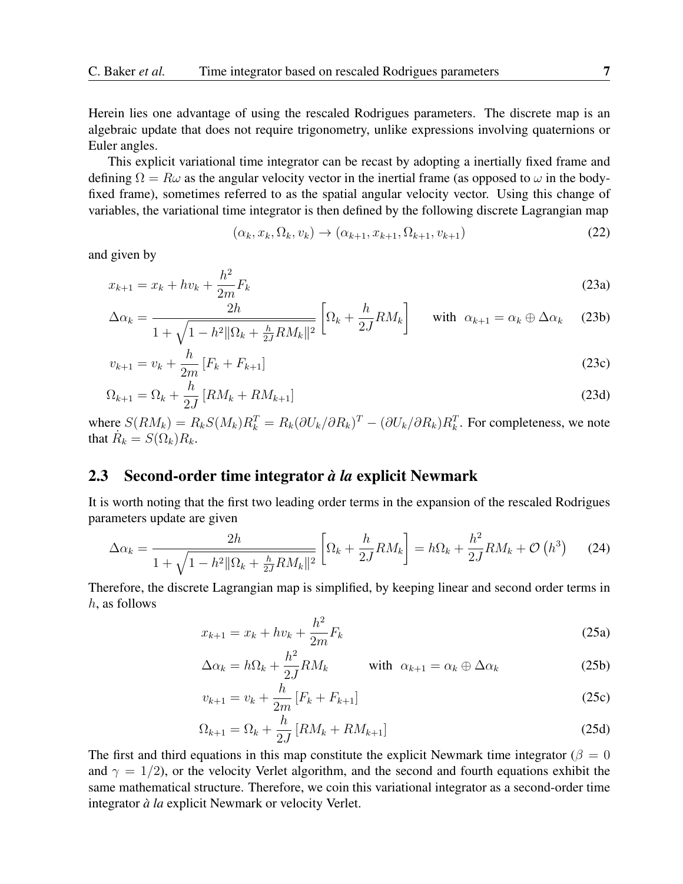Herein lies one advantage of using the rescaled Rodrigues parameters. The discrete map is an algebraic update that does not require trigonometry, unlike expressions involving quaternions or Euler angles.

This explicit variational time integrator can be recast by adopting a inertially fixed frame and defining $\Omega = R\omega$ as the angular velocity vector in the inertial frame (as opposed to $\omega$ in the body-fixed frame), sometimes referred to as the spatial angular velocity vector. Using this change of variables, the variational time integrator is then defined by the following discrete Lagrangian map

$$(\alpha_k, x_k, \Omega_k, v_k) \to (\alpha_{k+1}, x_{k+1}, \Omega_{k+1}, v_{k+1}) \tag{22}$$

and given by

$$x_{k+1} = x_k + hv_k + \frac{h^2}{2m} F_k \tag{23a}$$

$$\Delta\alpha_k = \frac{2h}{1 + \sqrt{1 - h^2 \|\Omega_k + \frac{h}{2J} RM_k\|^2}} \left[\Omega_k + \frac{h}{2J} RM_k\right] \qquad \text{with} \;\; \alpha_{k+1} = \alpha_k \oplus \Delta\alpha_k \tag{23b}$$

$$v_{k+1} = v_k + \frac{h}{2m}\left[F_k + F_{k+1}\right] \tag{23c}$$

$$\Omega_{k+1} = \Omega_k + \frac{h}{2J}\left[RM_k + RM_{k+1}\right] \tag{23d}$$

where $S(RM_k) = R_k S(M_k) R_k^T = R_k (\partial U_k / \partial R_k)^T - (\partial U_k / \partial R_k) R_k^T$. For completeness, we note that $\dot{R}_k = S(\Omega_k) R_k$.

## 2.3 Second-order time integrator *à la* explicit Newmark

It is worth noting that the first two leading order terms in the expansion of the rescaled Rodrigues parameters update are given

$$\Delta\alpha_k = \frac{2h}{1 + \sqrt{1 - h^2 \|\Omega_k + \frac{h}{2J} RM_k\|^2}} \left[\Omega_k + \frac{h}{2J} RM_k\right] = h\Omega_k + \frac{h^2}{2J} RM_k + \mathcal{O}\left(h^3\right) \tag{24}$$

Therefore, the discrete Lagrangian map is simplified, by keeping linear and second order terms in $h$, as follows

$$x_{k+1} = x_k + hv_k + \frac{h^2}{2m} F_k \tag{25a}$$

$$\Delta\alpha_k = h\Omega_k + \frac{h^2}{2J} RM_k \qquad \text{with} \;\; \alpha_{k+1} = \alpha_k \oplus \Delta\alpha_k \tag{25b}$$

$$v_{k+1} = v_k + \frac{h}{2m}\left[F_k + F_{k+1}\right] \tag{25c}$$

$$\Omega_{k+1} = \Omega_k + \frac{h}{2J}\left[RM_k + RM_{k+1}\right] \tag{25d}$$

The first and third equations in this map constitute the explicit Newmark time integrator ($\beta = 0$ and $\gamma = 1/2$), or the velocity Verlet algorithm, and the second and fourth equations exhibit the same mathematical structure. Therefore, we coin this variational integrator as a second-order time integrator *à la* explicit Newmark or velocity Verlet.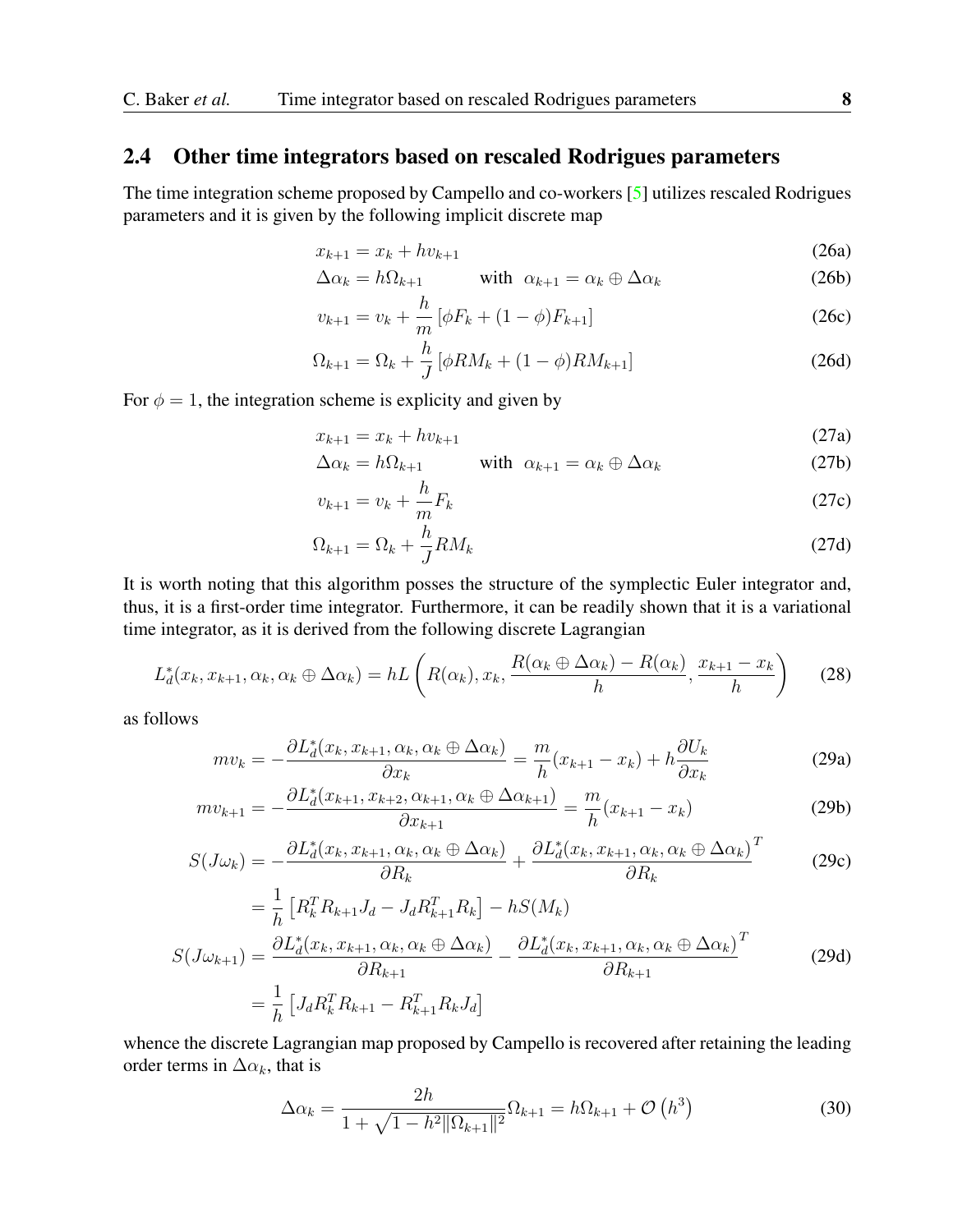## 2.4 Other time integrators based on rescaled Rodrigues parameters

The time integration scheme proposed by Campello and co-workers [5] utilizes rescaled Rodrigues parameters and it is given by the following implicit discrete map

$$
x_{k+1} = x_k + h v_{k+1} \tag{26a}
$$

$$
\Delta\alpha_k = h\Omega_{k+1} \qquad \text{with} \quad \alpha_{k+1} = \alpha_k \oplus \Delta\alpha_k \tag{26b}
$$

$$
v_{k+1} = v_k + \frac{h}{m}\left[\phi F_k + (1-\phi)F_{k+1}\right] \tag{26c}
$$

$$
\Omega_{k+1} = \Omega_k + \frac{h}{J}\left[\phi R M_k + (1-\phi) R M_{k+1}\right] \tag{26d}
$$

For $\phi = 1$, the integration scheme is explicity and given by

$$
x_{k+1} = x_k + h v_{k+1} \tag{27a}
$$

$$
\Delta\alpha_k = h\Omega_{k+1} \qquad \text{with} \quad \alpha_{k+1} = \alpha_k \oplus \Delta\alpha_k \tag{27b}
$$

$$
v_{k+1} = v_k + \frac{h}{m} F_k \tag{27c}
$$

$$
\Omega_{k+1} = \Omega_k + \frac{h}{J} R M_k \tag{27d}
$$

It is worth noting that this algorithm posses the structure of the symplectic Euler integrator and, thus, it is a first-order time integrator. Furthermore, it can be readily shown that it is a variational time integrator, as it is derived from the following discrete Lagrangian

$$
L_d^*(x_k, x_{k+1}, \alpha_k, \alpha_k \oplus \Delta\alpha_k) = hL\left(R(\alpha_k), x_k, \frac{R(\alpha_k \oplus \Delta\alpha_k) - R(\alpha_k)}{h}, \frac{x_{k+1} - x_k}{h}\right) \tag{28}
$$

as follows

$$
m v_k = -\frac{\partial L_d^*(x_k, x_{k+1}, \alpha_k, \alpha_k \oplus \Delta\alpha_k)}{\partial x_k} = \frac{m}{h}(x_{k+1} - x_k) + h\frac{\partial U_k}{\partial x_k} \tag{29a}
$$

$$
m v_{k+1} = -\frac{\partial L_d^*(x_{k+1}, x_{k+2}, \alpha_{k+1}, \alpha_k \oplus \Delta\alpha_{k+1})}{\partial x_{k+1}} = \frac{m}{h}(x_{k+1} - x_k) \tag{29b}
$$

$$
\begin{aligned}
S(J\omega_k) &= -\frac{\partial L_d^*(x_k, x_{k+1}, \alpha_k, \alpha_k \oplus \Delta\alpha_k)}{\partial R_k} + \frac{\partial L_d^*(x_k, x_{k+1}, \alpha_k, \alpha_k \oplus \Delta\alpha_k)}{\partial R_k}^T \\
&= \frac{1}{h}\left[R_k^T R_{k+1} J_d - J_d R_{k+1}^T R_k\right] - hS(M_k)
\end{aligned} \tag{29c}
$$

$$
\begin{aligned}
S(J\omega_{k+1}) &= \frac{\partial L_d^*(x_k, x_{k+1}, \alpha_k, \alpha_k \oplus \Delta\alpha_k)}{\partial R_{k+1}} - \frac{\partial L_d^*(x_k, x_{k+1}, \alpha_k, \alpha_k \oplus \Delta\alpha_k)}{\partial R_{k+1}}^T \\
&= \frac{1}{h}\left[J_d R_k^T R_{k+1} - R_{k+1}^T R_k J_d\right]
\end{aligned} \tag{29d}
$$

whence the discrete Lagrangian map proposed by Campello is recovered after retaining the leading order terms in $\Delta\alpha_k$, that is

$$
\Delta\alpha_k = \frac{2h}{1 + \sqrt{1 - h^2\|\Omega_{k+1}\|^2}}\Omega_{k+1} = h\Omega_{k+1} + \mathcal{O}\left(h^3\right) \tag{30}
$$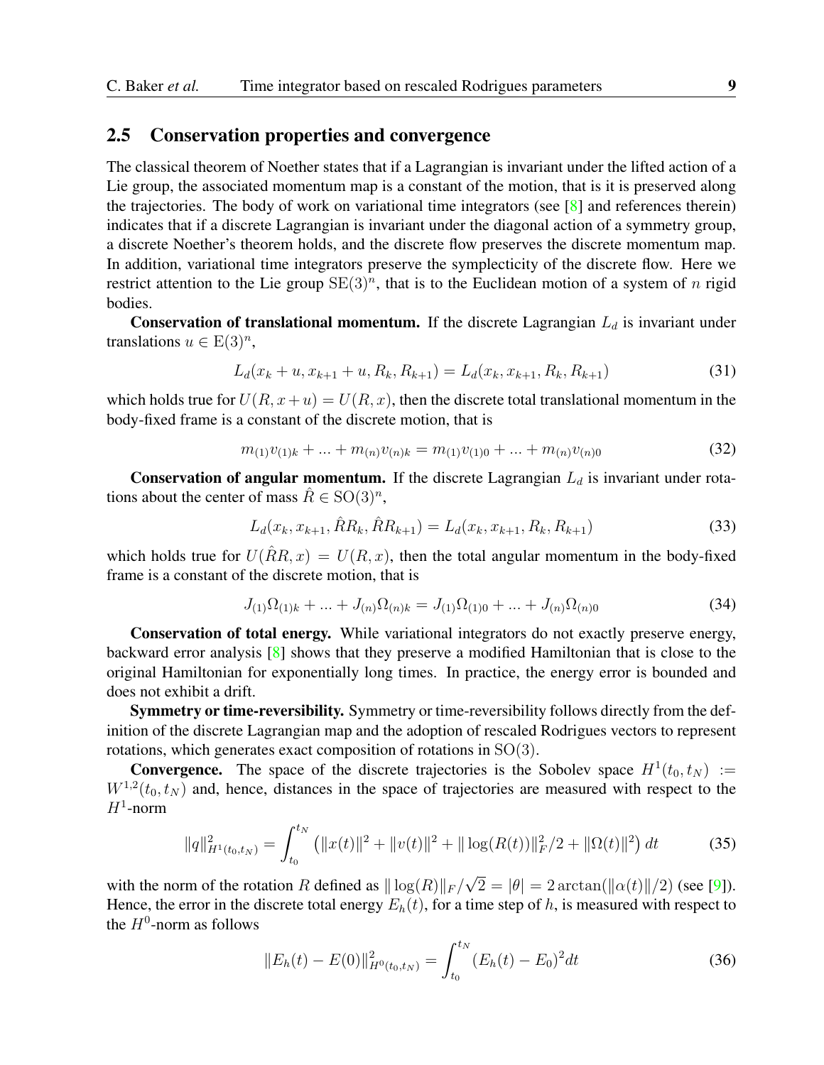## 2.5 Conservation properties and convergence

The classical theorem of Noether states that if a Lagrangian is invariant under the lifted action of a Lie group, the associated momentum map is a constant of the motion, that is it is preserved along the trajectories. The body of work on variational time integrators (see [8] and references therein) indicates that if a discrete Lagrangian is invariant under the diagonal action of a symmetry group, a discrete Noether's theorem holds, and the discrete flow preserves the discrete momentum map. In addition, variational time integrators preserve the symplecticity of the discrete flow. Here we restrict attention to the Lie group $\mathrm{SE}(3)^n$, that is to the Euclidean motion of a system of $n$ rigid bodies.

**Conservation of translational momentum.** If the discrete Lagrangian $L_d$ is invariant under translations $u \in \mathrm{E}(3)^n$,

$$L_d(x_k + u, x_{k+1} + u, R_k, R_{k+1}) = L_d(x_k, x_{k+1}, R_k, R_{k+1}) \tag{31}$$

which holds true for $U(R, x+u) = U(R, x)$, then the discrete total translational momentum in the body-fixed frame is a constant of the discrete motion, that is

$$m_{(1)} v_{(1)k} + ... + m_{(n)} v_{(n)k} = m_{(1)} v_{(1)0} + ... + m_{(n)} v_{(n)0} \tag{32}$$

**Conservation of angular momentum.** If the discrete Lagrangian $L_d$ is invariant under rotations about the center of mass $\hat{R} \in \mathrm{SO}(3)^n$,

$$L_d(x_k, x_{k+1}, \hat{R}R_k, \hat{R}R_{k+1}) = L_d(x_k, x_{k+1}, R_k, R_{k+1}) \tag{33}$$

which holds true for $U(\hat{R}R, x) = U(R, x)$, then the total angular momentum in the body-fixed frame is a constant of the discrete motion, that is

$$J_{(1)}\Omega_{(1)k} + ... + J_{(n)}\Omega_{(n)k} = J_{(1)}\Omega_{(1)0} + ... + J_{(n)}\Omega_{(n)0} \tag{34}$$

**Conservation of total energy.** While variational integrators do not exactly preserve energy, backward error analysis [8] shows that they preserve a modified Hamiltonian that is close to the original Hamiltonian for exponentially long times. In practice, the energy error is bounded and does not exhibit a drift.

**Symmetry or time-reversibility.** Symmetry or time-reversibility follows directly from the definition of the discrete Lagrangian map and the adoption of rescaled Rodrigues vectors to represent rotations, which generates exact composition of rotations in $\mathrm{SO}(3)$.

**Convergence.** The space of the discrete trajectories is the Sobolev space $H^1(t_0, t_N) := W^{1,2}(t_0, t_N)$ and, hence, distances in the space of trajectories are measured with respect to the $H^1$-norm

$$\|q\|^2_{H^1(t_0,t_N)} = \int_{t_0}^{t_N} \left( \|x(t)\|^2 + \|v(t)\|^2 + \|\log(R(t))\|_F^2/2 + \|\Omega(t)\|^2 \right) dt \tag{35}$$

with the norm of the rotation $R$ defined as $\|\log(R)\|_F/\sqrt{2} = |\theta| = 2\arctan(\|\alpha(t)\|/2)$ (see [9]). Hence, the error in the discrete total energy $E_h(t)$, for a time step of $h$, is measured with respect to the $H^0$-norm as follows

$$\|E_h(t) - E(0)\|^2_{H^0(t_0,t_N)} = \int_{t_0}^{t_N} (E_h(t) - E_0)^2 dt \tag{36}$$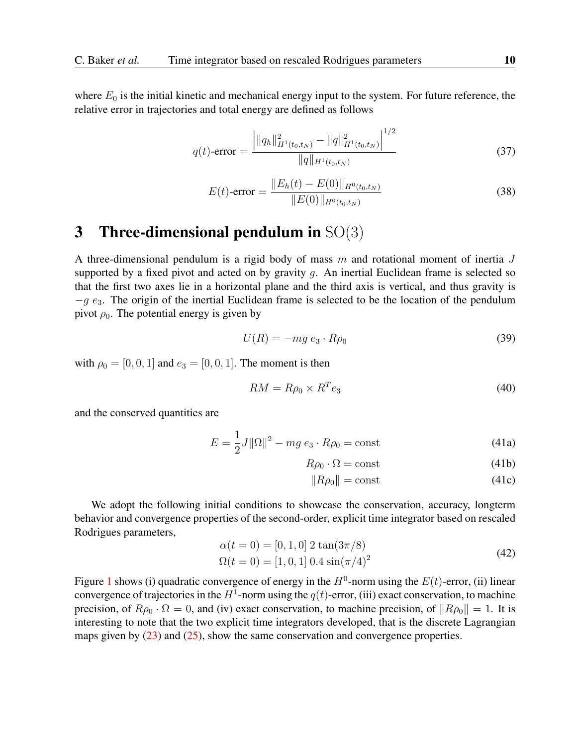where $E_0$ is the initial kinetic and mechanical energy input to the system. For future reference, the relative error in trajectories and total energy are defined as follows

$$q(t)\text{-error} = \frac{\left| \|q_h\|^2_{H^1(t_0,t_N)} - \|q\|^2_{H^1(t_0,t_N)} \right|^{1/2}}{\|q\|_{H^1(t_0,t_N)}} \tag{37}$$

$$E(t)\text{-error} = \frac{\|E_h(t) - E(0)\|_{H^0(t_0,t_N)}}{\|E(0)\|_{H^0(t_0,t_N)}} \tag{38}$$

# 3 Three-dimensional pendulum in $\mathrm{SO}(3)$

A three-dimensional pendulum is a rigid body of mass $m$ and rotational moment of inertia $J$ supported by a fixed pivot and acted on by gravity $g$. An inertial Euclidean frame is selected so that the first two axes lie in a horizontal plane and the third axis is vertical, and thus gravity is $-g\; e_3$. The origin of the inertial Euclidean frame is selected to be the location of the pendulum pivot $\rho_0$. The potential energy is given by

$$U(R) = -mg\; e_3 \cdot R\rho_0 \tag{39}$$

with $\rho_0 = [0, 0, 1]$ and $e_3 = [0, 0, 1]$. The moment is then

$$RM = R\rho_0 \times R^T e_3 \tag{40}$$

and the conserved quantities are

$$E = \frac{1}{2} J \|\Omega\|^2 - mg\; e_3 \cdot R\rho_0 = \text{const} \tag{41a}$$

$$R\rho_0 \cdot \Omega = \text{const} \tag{41b}$$

$$\|R\rho_0\| = \text{const} \tag{41c}$$

We adopt the following initial conditions to showcase the conservation, accuracy, longterm behavior and convergence properties of the second-order, explicit time integrator based on rescaled Rodrigues parameters,

$$\begin{aligned} \alpha(t=0) &= [0, 1, 0]\; 2\tan(3\pi/8) \\ \Omega(t=0) &= [1, 0, 1]\; 0.4\sin(\pi/4)^2 \end{aligned} \tag{42}$$

Figure 1 shows (i) quadratic convergence of energy in the $H^0$-norm using the $E(t)$-error, (ii) linear convergence of trajectories in the $H^1$-norm using the $q(t)$-error, (iii) exact conservation, to machine precision, of $R\rho_0 \cdot \Omega = 0$, and (iv) exact conservation, to machine precision, of $\|R\rho_0\| = 1$. It is interesting to note that the two explicit time integrators developed, that is the discrete Lagrangian maps given by (23) and (25), show the same conservation and convergence properties.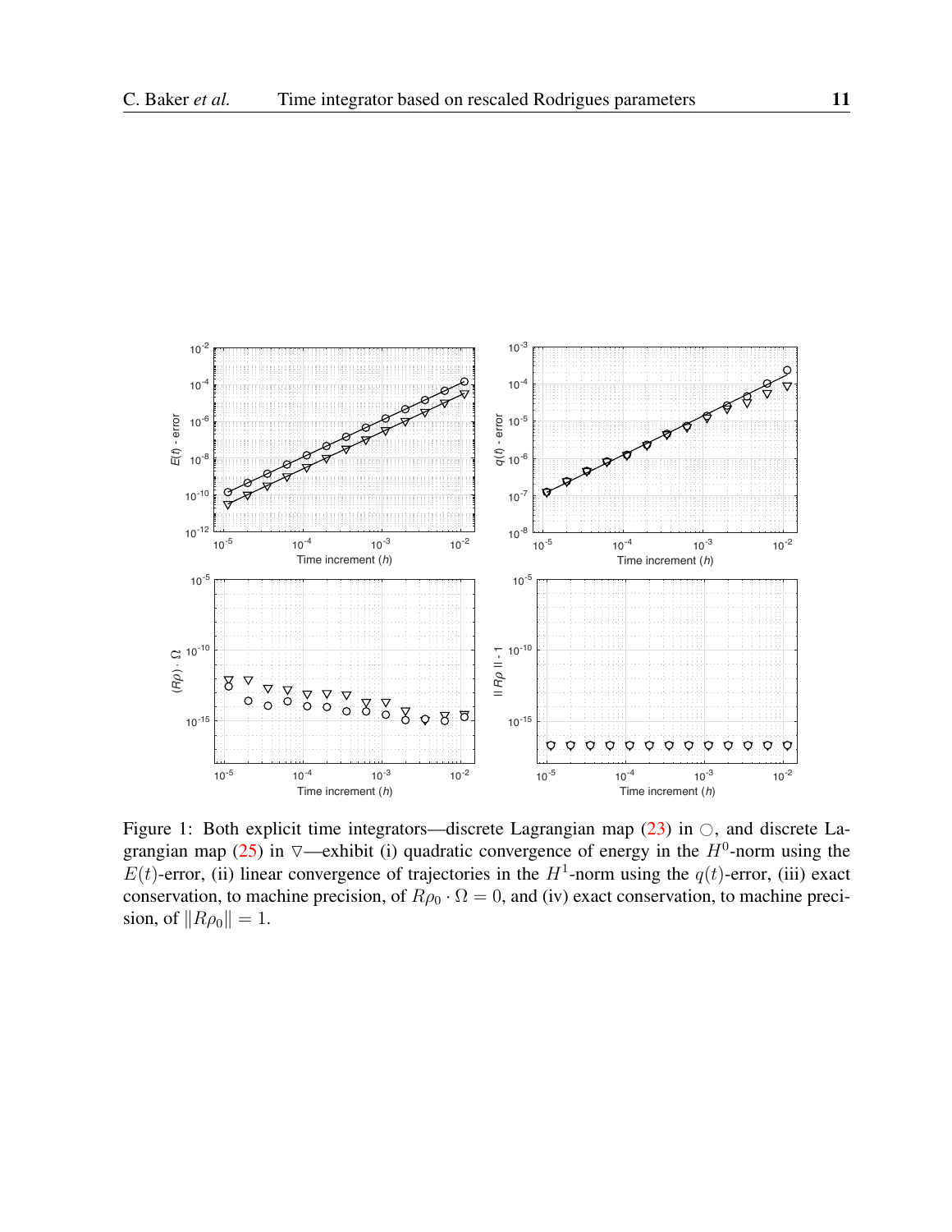Figure 1: Both explicit time integrators—discrete Lagrangian map (23) in $\bigcirc$, and discrete Lagrangian map (25) in $\triangledown$—exhibit (i) quadratic convergence of energy in the $H^0$-norm using the $E(t)$-error, (ii) linear convergence of trajectories in the $H^1$-norm using the $q(t)$-error, (iii) exact conservation, to machine precision, of $R\rho_0 \cdot \Omega = 0$, and (iv) exact conservation, to machine precision, of $\|R\rho_0\| = 1$.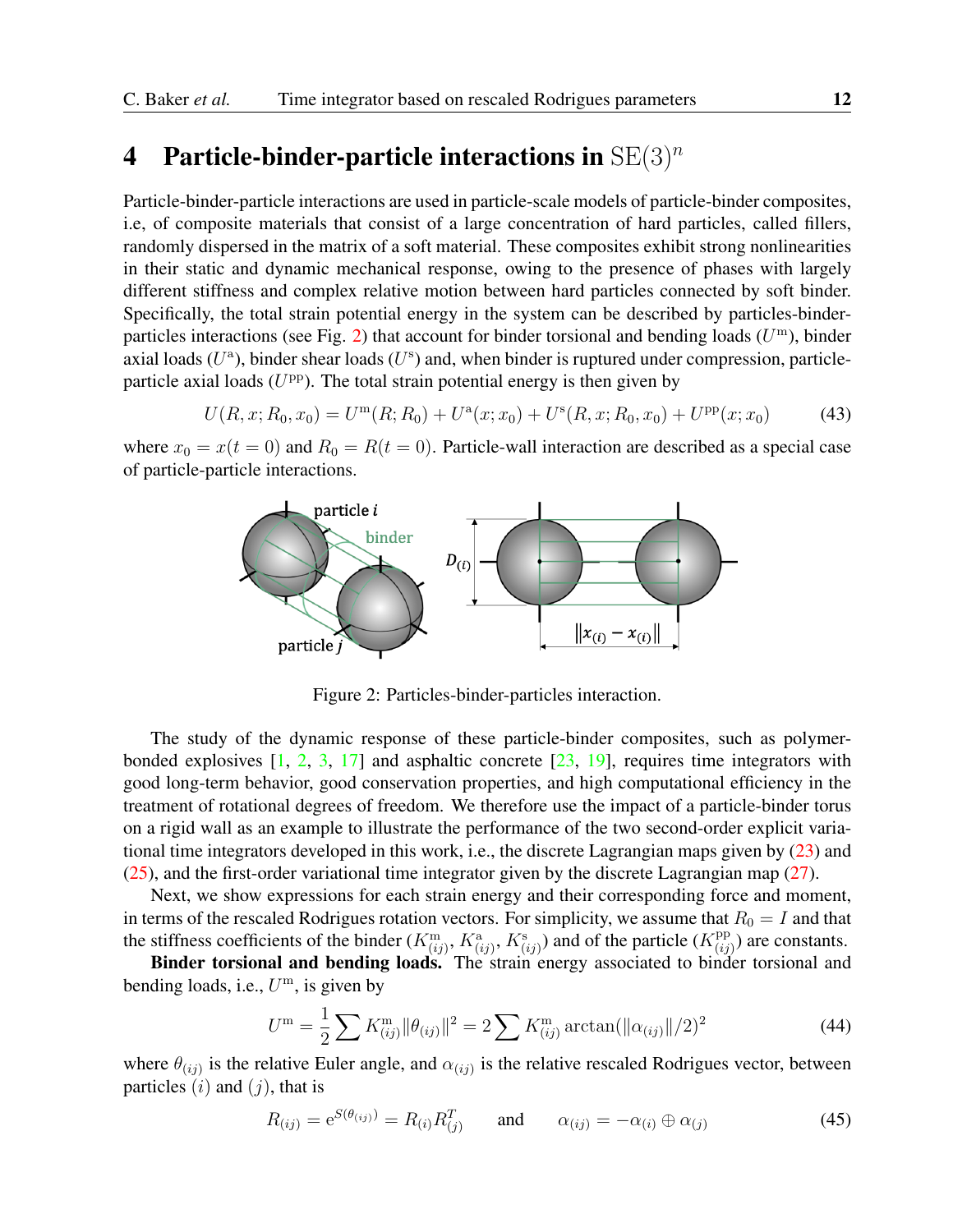# 4 Particle-binder-particle interactions in $\mathrm{SE}(3)^n$

Particle-binder-particle interactions are used in particle-scale models of particle-binder composites, i.e, of composite materials that consist of a large concentration of hard particles, called fillers, randomly dispersed in the matrix of a soft material. These composites exhibit strong nonlinearities in their static and dynamic mechanical response, owing to the presence of phases with largely different stiffness and complex relative motion between hard particles connected by soft binder. Specifically, the total strain potential energy in the system can be described by particles-binder-particles interactions (see Fig. 2) that account for binder torsional and bending loads ($U^{\mathrm{m}}$), binder axial loads ($U^{\mathrm{a}}$), binder shear loads ($U^{\mathrm{s}}$) and, when binder is ruptured under compression, particle-particle axial loads ($U^{\mathrm{pp}}$). The total strain potential energy is then given by

$$U(R, x; R_0, x_0) = U^{\mathrm{m}}(R; R_0) + U^{\mathrm{a}}(x; x_0) + U^{\mathrm{s}}(R, x; R_0, x_0) + U^{\mathrm{pp}}(x; x_0) \tag{43}$$

where $x_0 = x(t = 0)$ and $R_0 = R(t = 0)$. Particle-wall interaction are described as a special case of particle-particle interactions.

Figure 2: Particles-binder-particles interaction.

The study of the dynamic response of these particle-binder composites, such as polymer-bonded explosives [1, 2, 3, 17] and asphaltic concrete [23, 19], requires time integrators with good long-term behavior, good conservation properties, and high computational efficiency in the treatment of rotational degrees of freedom. We therefore use the impact of a particle-binder torus on a rigid wall as an example to illustrate the performance of the two second-order explicit variational time integrators developed in this work, i.e., the discrete Lagrangian maps given by (23) and (25), and the first-order variational time integrator given by the discrete Lagrangian map (27).

Next, we show expressions for each strain energy and their corresponding force and moment, in terms of the rescaled Rodrigues rotation vectors. For simplicity, we assume that $R_0 = I$ and that the stiffness coefficients of the binder ($K^{\mathrm{m}}_{(ij)}$, $K^{\mathrm{a}}_{(ij)}$, $K^{\mathrm{s}}_{(ij)}$) and of the particle ($K^{\mathrm{pp}}_{(ij)}$) are constants.

**Binder torsional and bending loads.** The strain energy associated to binder torsional and bending loads, i.e., $U^{\mathrm{m}}$, is given by

$$U^{\mathrm{m}} = \frac{1}{2} \sum K^{\mathrm{m}}_{(ij)} \|\theta_{(ij)}\|^2 = 2 \sum K^{\mathrm{m}}_{(ij)} \arctan(\|\alpha_{(ij)}\|/2)^2 \tag{44}$$

where $\theta_{(ij)}$ is the relative Euler angle, and $\alpha_{(ij)}$ is the relative rescaled Rodrigues vector, between particles $(i)$ and $(j)$, that is

$$R_{(ij)} = \mathrm{e}^{S(\theta_{(ij)})} = R_{(i)} R^T_{(j)} \qquad \text{and} \qquad \alpha_{(ij)} = -\alpha_{(i)} \oplus \alpha_{(j)} \tag{45}$$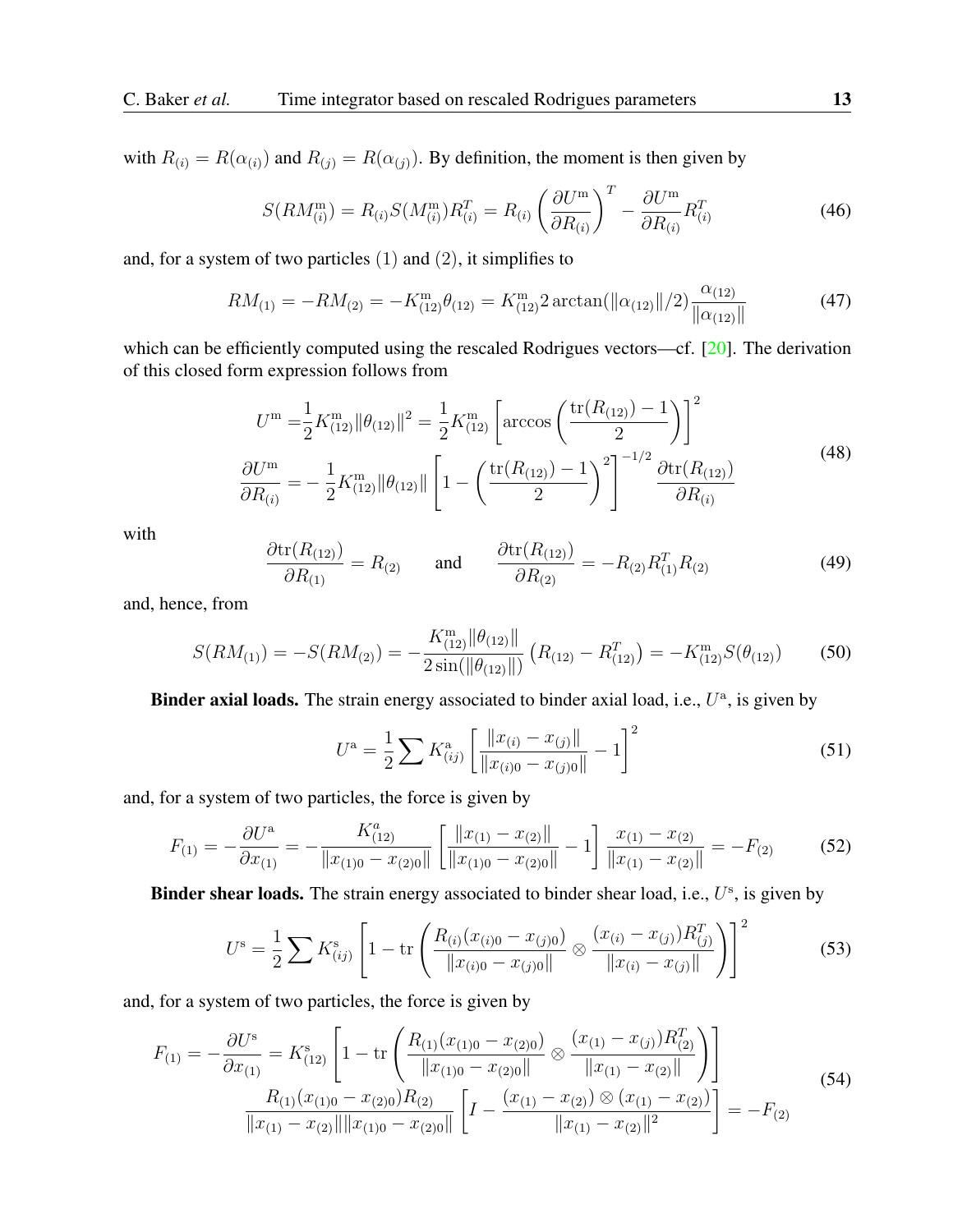with $R_{(i)} = R(\alpha_{(i)})$ and $R_{(j)} = R(\alpha_{(j)})$. By definition, the moment is then given by

$$S(RM^{\mathrm{m}}_{(i)}) = R_{(i)} S(M^{\mathrm{m}}_{(i)}) R^T_{(i)} = R_{(i)} \left( \frac{\partial U^{\mathrm{m}}}{\partial R_{(i)}} \right)^T - \frac{\partial U^{\mathrm{m}}}{\partial R_{(i)}} R^T_{(i)} \tag{46}$$

and, for a system of two particles $(1)$ and $(2)$, it simplifies to

$$RM_{(1)} = -RM_{(2)} = -K^{\mathrm{m}}_{(12)} \theta_{(12)} = K^{\mathrm{m}}_{(12)} 2 \arctan(\|\alpha_{(12)}\|/2) \frac{\alpha_{(12)}}{\|\alpha_{(12)}\|} \tag{47}$$

which can be efficiently computed using the rescaled Rodrigues vectors—cf. [20]. The derivation of this closed form expression follows from

$$\begin{aligned} U^{\mathrm{m}} =& \frac{1}{2} K^{\mathrm{m}}_{(12)} \|\theta_{(12)}\|^2 = \frac{1}{2} K^{\mathrm{m}}_{(12)} \left[ \arccos \left( \frac{\mathrm{tr}(R_{(12)}) - 1}{2} \right) \right]^2 \\ \frac{\partial U^{\mathrm{m}}}{\partial R_{(i)}} =& -\frac{1}{2} K^{\mathrm{m}}_{(12)} \|\theta_{(12)}\| \left[ 1 - \left( \frac{\mathrm{tr}(R_{(12)}) - 1}{2} \right)^2 \right]^{-1/2} \frac{\partial \mathrm{tr}(R_{(12)})}{\partial R_{(i)}} \end{aligned} \tag{48}$$

with

$$\frac{\partial \mathrm{tr}(R_{(12)})}{\partial R_{(1)}} = R_{(2)} \qquad \text{and} \qquad \frac{\partial \mathrm{tr}(R_{(12)})}{\partial R_{(2)}} = -R_{(2)} R^T_{(1)} R_{(2)} \tag{49}$$

and, hence, from

$$S(RM_{(1)}) = -S(RM_{(2)}) = -\frac{K^{\mathrm{m}}_{(12)} \|\theta_{(12)}\|}{2 \sin(\|\theta_{(12)}\|)} \left( R_{(12)} - R^T_{(12)} \right) = -K^{\mathrm{m}}_{(12)} S(\theta_{(12)}) \tag{50}$$

**Binder axial loads.** The strain energy associated to binder axial load, i.e., $U^{\mathrm{a}}$, is given by

$$U^{\mathrm{a}} = \frac{1}{2} \sum K^{\mathrm{a}}_{(ij)} \left[ \frac{\|x_{(i)} - x_{(j)}\|}{\|x_{(i)0} - x_{(j)0}\|} - 1 \right]^2 \tag{51}$$

and, for a system of two particles, the force is given by

$$F_{(1)} = -\frac{\partial U^{\mathrm{a}}}{\partial x_{(1)}} = -\frac{K^{a}_{(12)}}{\|x_{(1)0} - x_{(2)0}\|} \left[ \frac{\|x_{(1)} - x_{(2)}\|}{\|x_{(1)0} - x_{(2)0}\|} - 1 \right] \frac{x_{(1)} - x_{(2)}}{\|x_{(1)} - x_{(2)}\|} = -F_{(2)} \tag{52}$$

**Binder shear loads.** The strain energy associated to binder shear load, i.e., $U^{\mathrm{s}}$, is given by

$$U^{\mathrm{s}} = \frac{1}{2} \sum K^{\mathrm{s}}_{(ij)} \left[ 1 - \mathrm{tr} \left( \frac{R_{(i)}(x_{(i)0} - x_{(j)0})}{\|x_{(i)0} - x_{(j)0}\|} \otimes \frac{(x_{(i)} - x_{(j)}) R^T_{(j)}}{\|x_{(i)} - x_{(j)}\|} \right) \right]^2 \tag{53}$$

and, for a system of two particles, the force is given by

$$\begin{aligned} F_{(1)} = -\frac{\partial U^{\mathrm{s}}}{\partial x_{(1)}} = K^{\mathrm{s}}_{(12)} \left[ 1 - \mathrm{tr} \left( \frac{R_{(1)}(x_{(1)0} - x_{(2)0})}{\|x_{(1)0} - x_{(2)0}\|} \otimes \frac{(x_{(1)} - x_{(j)}) R^T_{(2)}}{\|x_{(1)} - x_{(2)}\|} \right) \right] \\ \frac{R_{(1)}(x_{(1)0} - x_{(2)0}) R_{(2)}}{\|x_{(1)} - x_{(2)}\| \|x_{(1)0} - x_{(2)0}\|} \left[ I - \frac{(x_{(1)} - x_{(2)}) \otimes (x_{(1)} - x_{(2)})}{\|x_{(1)} - x_{(2)}\|^2} \right] = -F_{(2)} \end{aligned} \tag{54}$$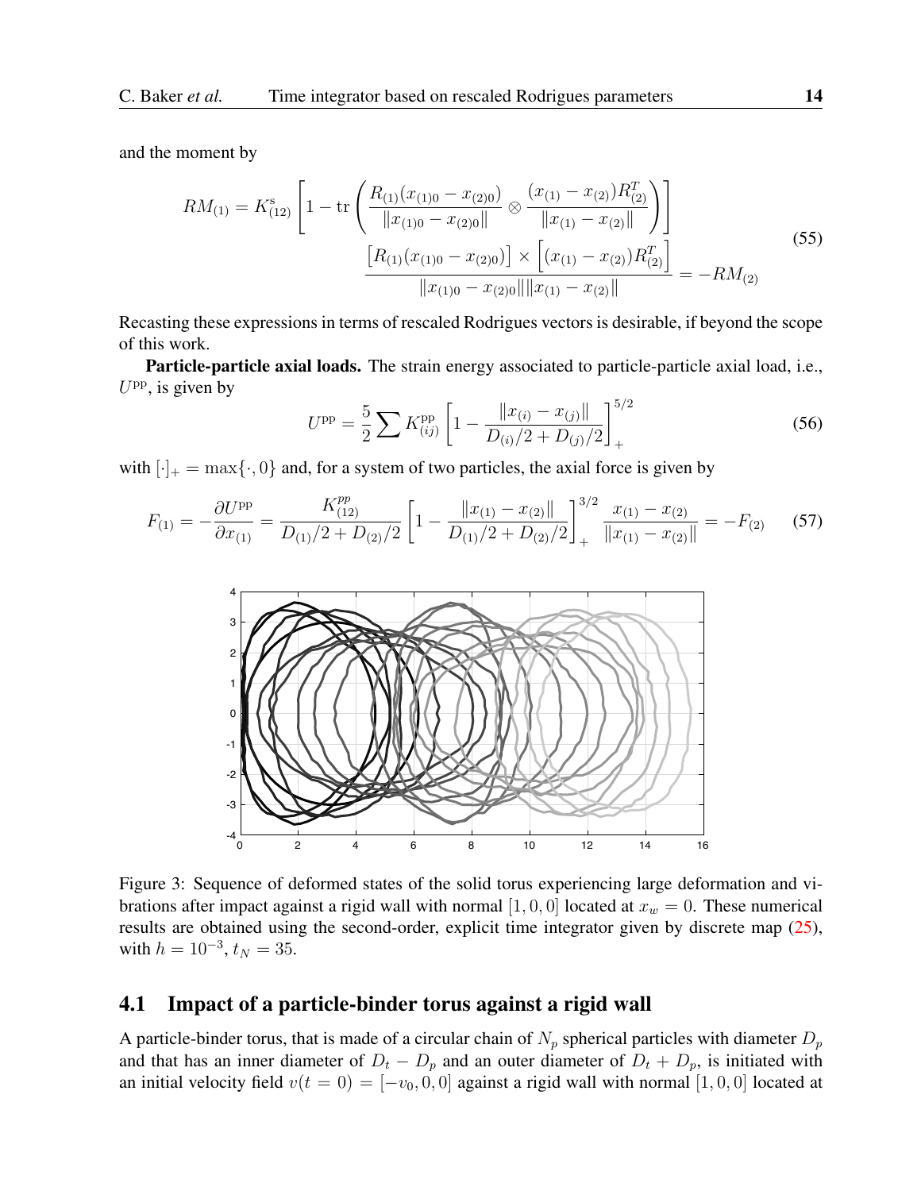and the moment by

$$
RM_{(1)} = K^{\mathrm{s}}_{(12)} \left[ 1 - \mathrm{tr} \left( \frac{R_{(1)}(x_{(1)0} - x_{(2)0})}{\|x_{(1)0} - x_{(2)0}\|} \otimes \frac{(x_{(1)} - x_{(2)})R^T_{(2)}}{\|x_{(1)} - x_{(2)}\|} \right) \right] \frac{\left[R_{(1)}(x_{(1)0} - x_{(2)0})\right] \times \left[(x_{(1)} - x_{(2)})R^T_{(2)}\right]}{\|x_{(1)0} - x_{(2)0}\| \|x_{(1)} - x_{(2)}\|} = -RM_{(2)} \tag{55}
$$

Recasting these expressions in terms of rescaled Rodrigues vectors is desirable, if beyond the scope of this work.

**Particle-particle axial loads.** The strain energy associated to particle-particle axial load, i.e., $U^{\mathrm{pp}}$, is given by

$$
U^{\mathrm{pp}} = \frac{5}{2} \sum K^{\mathrm{pp}}_{(ij)} \left[ 1 - \frac{\|x_{(i)} - x_{(j)}\|}{D_{(i)}/2 + D_{(j)}/2} \right]^{5/2}_{+} \tag{56}
$$

with $[\cdot]_+ = \max\{\cdot, 0\}$ and, for a system of two particles, the axial force is given by

$$
F_{(1)} = -\frac{\partial U^{\mathrm{pp}}}{\partial x_{(1)}} = \frac{K^{pp}_{(12)}}{D_{(1)}/2 + D_{(2)}/2} \left[ 1 - \frac{\|x_{(1)} - x_{(2)}\|}{D_{(1)}/2 + D_{(2)}/2} \right]^{3/2}_{+} \frac{x_{(1)} - x_{(2)}}{\|x_{(1)} - x_{(2)}\|} = -F_{(2)} \tag{57}
$$

Figure 3: Sequence of deformed states of the solid torus experiencing large deformation and vibrations after impact against a rigid wall with normal $[1, 0, 0]$ located at $x_w = 0$. These numerical results are obtained using the second-order, explicit time integrator given by discrete map (25), with $h = 10^{-3}$, $t_N = 35$.

## 4.1 Impact of a particle-binder torus against a rigid wall

A particle-binder torus, that is made of a circular chain of $N_p$ spherical particles with diameter $D_p$ and that has an inner diameter of $D_t - D_p$ and an outer diameter of $D_t + D_p$, is initiated with an initial velocity field $v(t = 0) = [-v_0, 0, 0]$ against a rigid wall with normal $[1, 0, 0]$ located at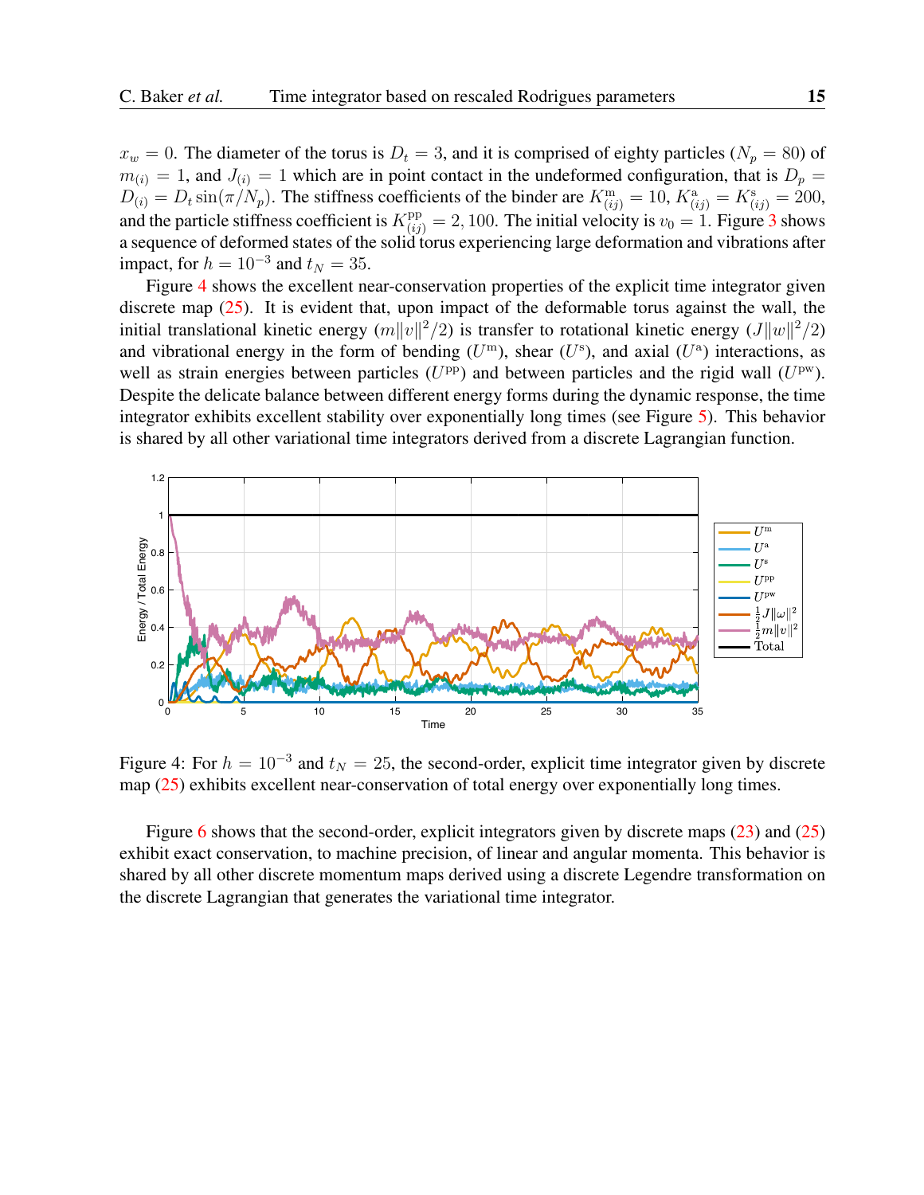$x_w = 0$. The diameter of the torus is $D_t = 3$, and it is comprised of eighty particles ($N_p = 80$) of $m_{(i)} = 1$, and $J_{(i)} = 1$ which are in point contact in the undeformed configuration, that is $D_p = D_{(i)} = D_t \sin(\pi/N_p)$. The stiffness coefficients of the binder are $K^{\mathrm{m}}_{(ij)} = 10$, $K^{\mathrm{a}}_{(ij)} = K^{\mathrm{s}}_{(ij)} = 200$, and the particle stiffness coefficient is $K^{\mathrm{pp}}_{(ij)} = 2,100$. The initial velocity is $v_0 = 1$. Figure 3 shows a sequence of deformed states of the solid torus experiencing large deformation and vibrations after impact, for $h = 10^{-3}$ and $t_N = 35$.

Figure 4 shows the excellent near-conservation properties of the explicit time integrator given discrete map (25). It is evident that, upon impact of the deformable torus against the wall, the initial translational kinetic energy ($m\|v\|^2/2$) is transfer to rotational kinetic energy ($J\|w\|^2/2$) and vibrational energy in the form of bending ($U^{\mathrm{m}}$), shear ($U^{\mathrm{s}}$), and axial ($U^{\mathrm{a}}$) interactions, as well as strain energies between particles ($U^{\mathrm{pp}}$) and between particles and the rigid wall ($U^{\mathrm{pw}}$). Despite the delicate balance between different energy forms during the dynamic response, the time integrator exhibits excellent stability over exponentially long times (see Figure 5). This behavior is shared by all other variational time integrators derived from a discrete Lagrangian function.

Figure 4: For $h = 10^{-3}$ and $t_N = 25$, the second-order, explicit time integrator given by discrete map (25) exhibits excellent near-conservation of total energy over exponentially long times.

Figure 6 shows that the second-order, explicit integrators given by discrete maps (23) and (25) exhibit exact conservation, to machine precision, of linear and angular momenta. This behavior is shared by all other discrete momentum maps derived using a discrete Legendre transformation on the discrete Lagrangian that generates the variational time integrator.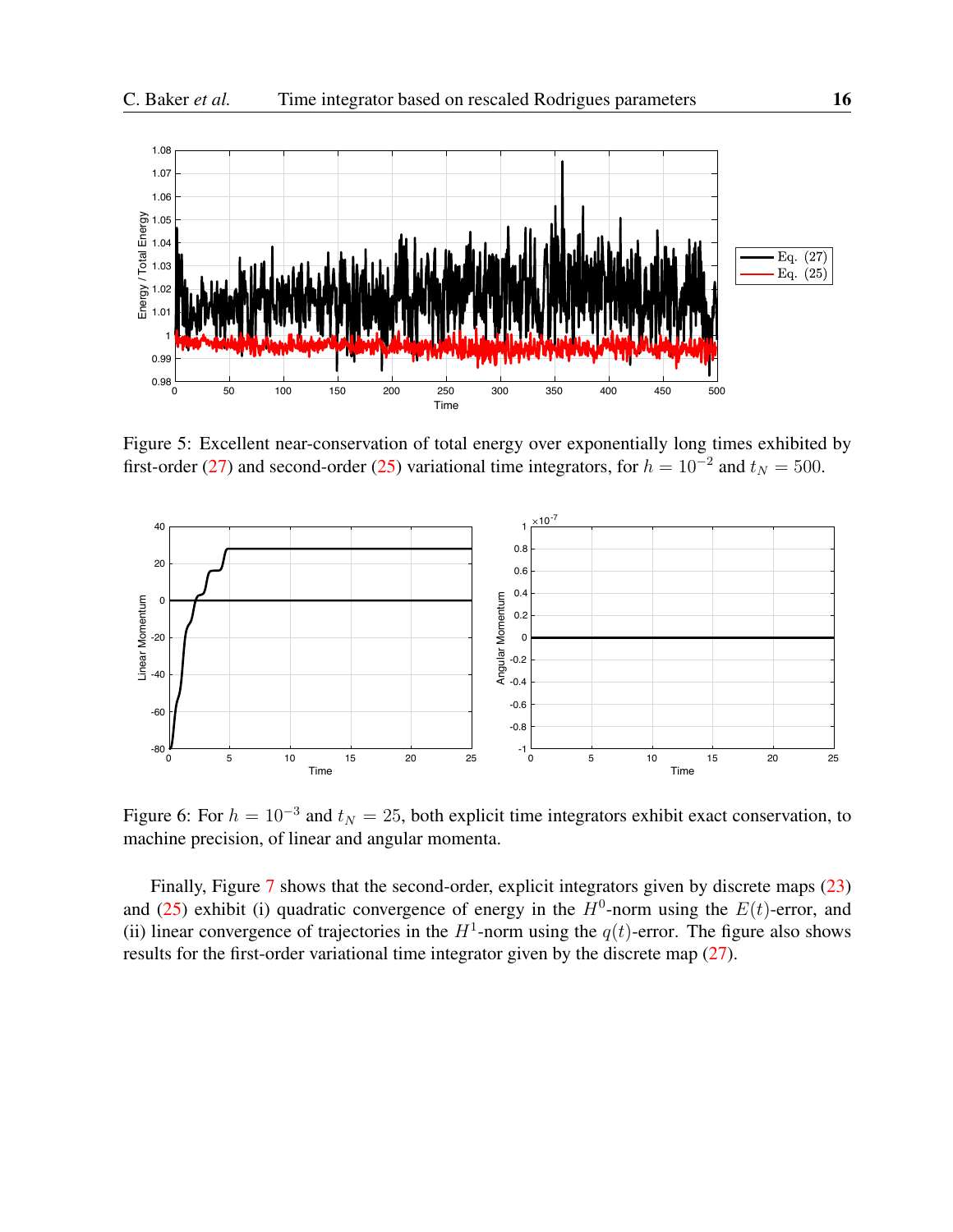Figure 5: Excellent near-conservation of total energy over exponentially long times exhibited by first-order (27) and second-order (25) variational time integrators, for $h = 10^{-2}$ and $t_N = 500$.

Figure 6: For $h = 10^{-3}$ and $t_N = 25$, both explicit time integrators exhibit exact conservation, to machine precision, of linear and angular momenta.

Finally, Figure 7 shows that the second-order, explicit integrators given by discrete maps (23) and (25) exhibit (i) quadratic convergence of energy in the $H^0$-norm using the $E(t)$-error, and (ii) linear convergence of trajectories in the $H^1$-norm using the $q(t)$-error. The figure also shows results for the first-order variational time integrator given by the discrete map (27).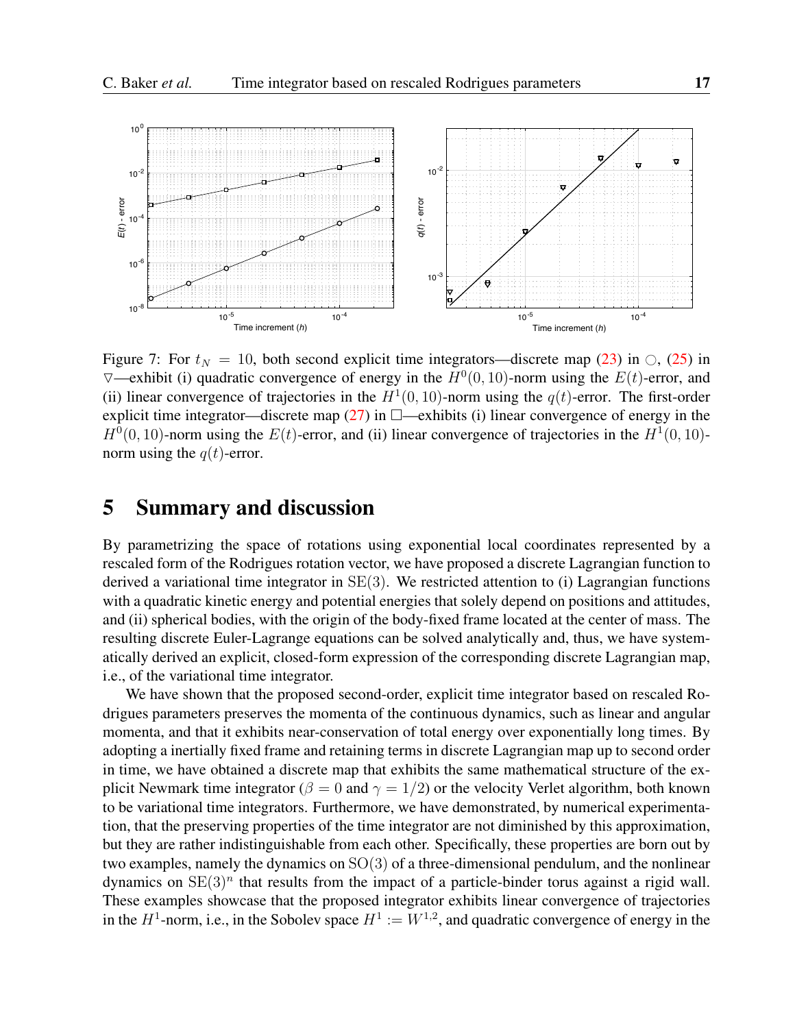Figure 7: For $t_N = 10$, both second explicit time integrators—discrete map (23) in $\bigcirc$, (25) in $\triangledown$—exhibit (i) quadratic convergence of energy in the $H^0(0,10)$-norm using the $E(t)$-error, and (ii) linear convergence of trajectories in the $H^1(0,10)$-norm using the $q(t)$-error. The first-order explicit time integrator—discrete map (27) in $\square$—exhibits (i) linear convergence of energy in the $H^0(0,10)$-norm using the $E(t)$-error, and (ii) linear convergence of trajectories in the $H^1(0,10)$-norm using the $q(t)$-error.

# 5 Summary and discussion

By parametrizing the space of rotations using exponential local coordinates represented by a rescaled form of the Rodrigues rotation vector, we have proposed a discrete Lagrangian function to derived a variational time integrator in $\mathrm{SE}(3)$. We restricted attention to (i) Lagrangian functions with a quadratic kinetic energy and potential energies that solely depend on positions and attitudes, and (ii) spherical bodies, with the origin of the body-fixed frame located at the center of mass. The resulting discrete Euler-Lagrange equations can be solved analytically and, thus, we have systematically derived an explicit, closed-form expression of the corresponding discrete Lagrangian map, i.e., of the variational time integrator.

We have shown that the proposed second-order, explicit time integrator based on rescaled Rodrigues parameters preserves the momenta of the continuous dynamics, such as linear and angular momenta, and that it exhibits near-conservation of total energy over exponentially long times. By adopting a inertially fixed frame and retaining terms in discrete Lagrangian map up to second order in time, we have obtained a discrete map that exhibits the same mathematical structure of the explicit Newmark time integrator ($\beta = 0$ and $\gamma = 1/2$) or the velocity Verlet algorithm, both known to be variational time integrators. Furthermore, we have demonstrated, by numerical experimentation, that the preserving properties of the time integrator are not diminished by this approximation, but they are rather indistinguishable from each other. Specifically, these properties are born out by two examples, namely the dynamics on $\mathrm{SO}(3)$ of a three-dimensional pendulum, and the nonlinear dynamics on $\mathrm{SE}(3)^n$ that results from the impact of a particle-binder torus against a rigid wall. These examples showcase that the proposed integrator exhibits linear convergence of trajectories in the $H^1$-norm, i.e., in the Sobolev space $H^1 := W^{1,2}$, and quadratic convergence of energy in the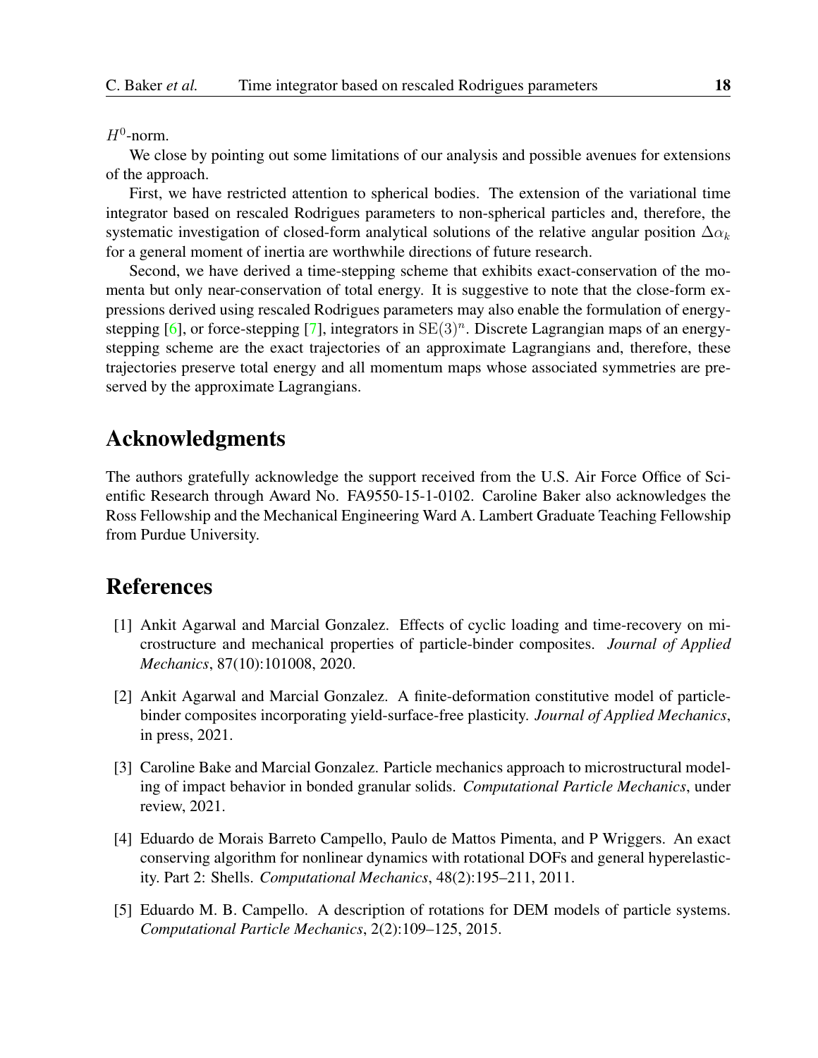$H^0$-norm.

We close by pointing out some limitations of our analysis and possible avenues for extensions of the approach.

First, we have restricted attention to spherical bodies. The extension of the variational time integrator based on rescaled Rodrigues parameters to non-spherical particles and, therefore, the systematic investigation of closed-form analytical solutions of the relative angular position $\Delta\alpha_k$ for a general moment of inertia are worthwhile directions of future research.

Second, we have derived a time-stepping scheme that exhibits exact-conservation of the momenta but only near-conservation of total energy. It is suggestive to note that the close-form expressions derived using rescaled Rodrigues parameters may also enable the formulation of energy-stepping [6], or force-stepping [7], integrators in $\mathrm{SE}(3)^n$. Discrete Lagrangian maps of an energy-stepping scheme are the exact trajectories of an approximate Lagrangians and, therefore, these trajectories preserve total energy and all momentum maps whose associated symmetries are preserved by the approximate Lagrangians.

## Acknowledgments

The authors gratefully acknowledge the support received from the U.S. Air Force Office of Scientific Research through Award No. FA9550-15-1-0102. Caroline Baker also acknowledges the Ross Fellowship and the Mechanical Engineering Ward A. Lambert Graduate Teaching Fellowship from Purdue University.

## References

[1] Ankit Agarwal and Marcial Gonzalez. Effects of cyclic loading and time-recovery on microstructure and mechanical properties of particle-binder composites. *Journal of Applied Mechanics*, 87(10):101008, 2020.

[2] Ankit Agarwal and Marcial Gonzalez. A finite-deformation constitutive model of particle-binder composites incorporating yield-surface-free plasticity. *Journal of Applied Mechanics*, in press, 2021.

[3] Caroline Bake and Marcial Gonzalez. Particle mechanics approach to microstructural modeling of impact behavior in bonded granular solids. *Computational Particle Mechanics*, under review, 2021.

[4] Eduardo de Morais Barreto Campello, Paulo de Mattos Pimenta, and P Wriggers. An exact conserving algorithm for nonlinear dynamics with rotational DOFs and general hyperelasticity. Part 2: Shells. *Computational Mechanics*, 48(2):195–211, 2011.

[5] Eduardo M. B. Campello. A description of rotations for DEM models of particle systems. *Computational Particle Mechanics*, 2(2):109–125, 2015.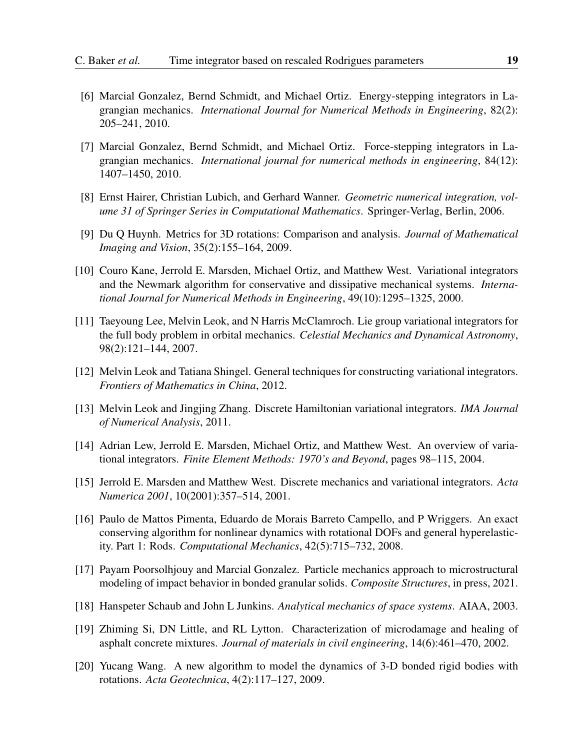[6] Marcial Gonzalez, Bernd Schmidt, and Michael Ortiz. Energy-stepping integrators in Lagrangian mechanics. *International Journal for Numerical Methods in Engineering*, 82(2): 205–241, 2010.

[7] Marcial Gonzalez, Bernd Schmidt, and Michael Ortiz. Force-stepping integrators in Lagrangian mechanics. *International journal for numerical methods in engineering*, 84(12): 1407–1450, 2010.

[8] Ernst Hairer, Christian Lubich, and Gerhard Wanner. *Geometric numerical integration, volume 31 of Springer Series in Computational Mathematics*. Springer-Verlag, Berlin, 2006.

[9] Du Q Huynh. Metrics for 3D rotations: Comparison and analysis. *Journal of Mathematical Imaging and Vision*, 35(2):155–164, 2009.

[10] Couro Kane, Jerrold E. Marsden, Michael Ortiz, and Matthew West. Variational integrators and the Newmark algorithm for conservative and dissipative mechanical systems. *International Journal for Numerical Methods in Engineering*, 49(10):1295–1325, 2000.

[11] Taeyoung Lee, Melvin Leok, and N Harris McClamroch. Lie group variational integrators for the full body problem in orbital mechanics. *Celestial Mechanics and Dynamical Astronomy*, 98(2):121–144, 2007.

[12] Melvin Leok and Tatiana Shingel. General techniques for constructing variational integrators. *Frontiers of Mathematics in China*, 2012.

[13] Melvin Leok and Jingjing Zhang. Discrete Hamiltonian variational integrators. *IMA Journal of Numerical Analysis*, 2011.

[14] Adrian Lew, Jerrold E. Marsden, Michael Ortiz, and Matthew West. An overview of variational integrators. *Finite Element Methods: 1970's and Beyond*, pages 98–115, 2004.

[15] Jerrold E. Marsden and Matthew West. Discrete mechanics and variational integrators. *Acta Numerica 2001*, 10(2001):357–514, 2001.

[16] Paulo de Mattos Pimenta, Eduardo de Morais Barreto Campello, and P Wriggers. An exact conserving algorithm for nonlinear dynamics with rotational DOFs and general hyperelasticity. Part 1: Rods. *Computational Mechanics*, 42(5):715–732, 2008.

[17] Payam Poorsolhjouy and Marcial Gonzalez. Particle mechanics approach to microstructural modeling of impact behavior in bonded granular solids. *Composite Structures*, in press, 2021.

[18] Hanspeter Schaub and John L Junkins. *Analytical mechanics of space systems*. AIAA, 2003.

[19] Zhiming Si, DN Little, and RL Lytton. Characterization of microdamage and healing of asphalt concrete mixtures. *Journal of materials in civil engineering*, 14(6):461–470, 2002.

[20] Yucang Wang. A new algorithm to model the dynamics of 3-D bonded rigid bodies with rotations. *Acta Geotechnica*, 4(2):117–127, 2009.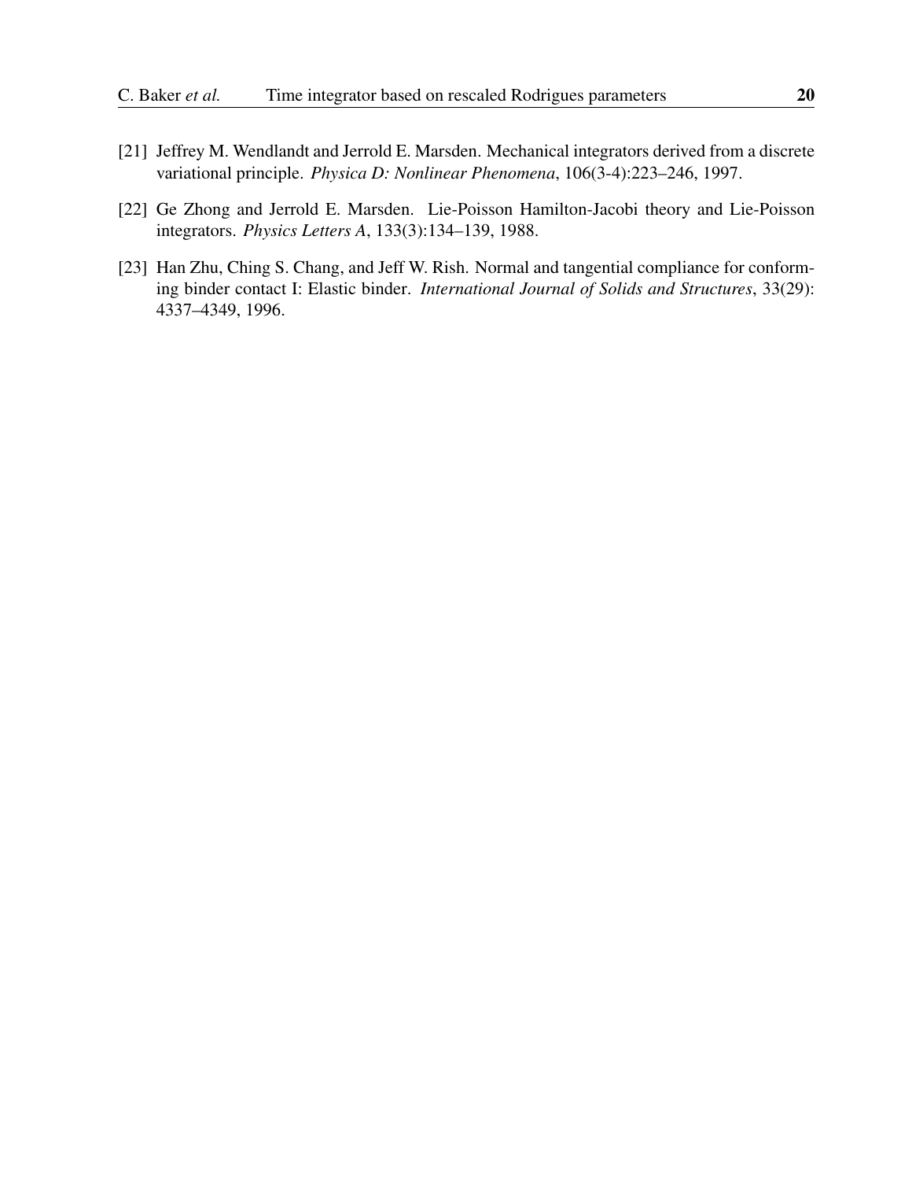[21] Jeffrey M. Wendlandt and Jerrold E. Marsden. Mechanical integrators derived from a discrete variational principle. *Physica D: Nonlinear Phenomena*, 106(3-4):223–246, 1997.

[22] Ge Zhong and Jerrold E. Marsden. Lie-Poisson Hamilton-Jacobi theory and Lie-Poisson integrators. *Physics Letters A*, 133(3):134–139, 1988.

[23] Han Zhu, Ching S. Chang, and Jeff W. Rish. Normal and tangential compliance for conforming binder contact I: Elastic binder. *International Journal of Solids and Structures*, 33(29): 4337–4349, 1996.